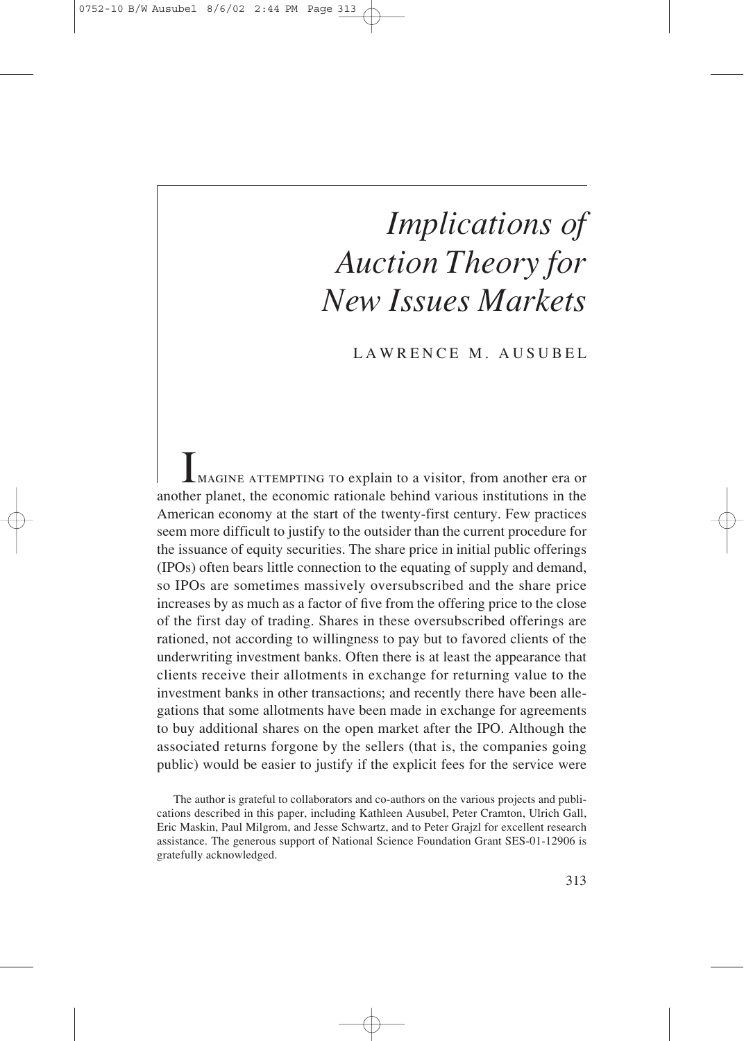# *Implications of Auction Theory for New Issues Markets*

LAWRENCE M. AUSUBEL

IMAGINE ATTEMPTING TO explain to a visitor, from another era or another planet, the economic rationale behind various institutions in the American economy at the start of the twenty-first century. Few practices seem more difficult to justify to the outsider than the current procedure for the issuance of equity securities. The share price in initial public offerings (IPOs) often bears little connection to the equating of supply and demand, so IPOs are sometimes massively oversubscribed and the share price increases by as much as a factor of five from the offering price to the close of the first day of trading. Shares in these oversubscribed offerings are rationed, not according to willingness to pay but to favored clients of the underwriting investment banks. Often there is at least the appearance that clients receive their allotments in exchange for returning value to the investment banks in other transactions; and recently there have been allegations that some allotments have been made in exchange for agreements to buy additional shares on the open market after the IPO. Although the associated returns forgone by the sellers (that is, the companies going public) would be easier to justify if the explicit fees for the service were

The author is grateful to collaborators and co-authors on the various projects and publications described in this paper, including Kathleen Ausubel, Peter Cramton, Ulrich Gall, Eric Maskin, Paul Milgrom, and Jesse Schwartz, and to Peter Grajzl for excellent research assistance. The generous support of National Science Foundation Grant SES-01-12906 is gratefully acknowledged.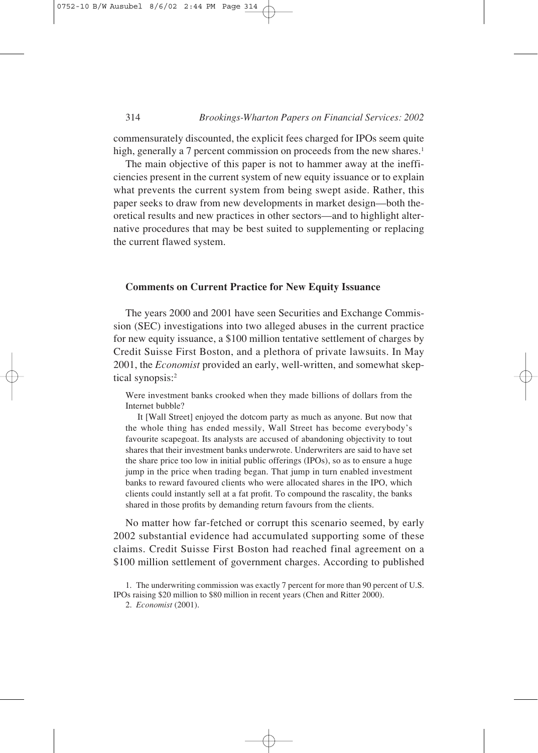commensurately discounted, the explicit fees charged for IPOs seem quite high, generally a 7 percent commission on proceeds from the new shares.[1]

The main objective of this paper is not to hammer away at the inefficiencies present in the current system of new equity issuance or to explain what prevents the current system from being swept aside. Rather, this paper seeks to draw from new developments in market design—both theoretical results and new practices in other sectors—and to highlight alternative procedures that may be best suited to supplementing or replacing the current flawed system.

## Comments on Current Practice for New Equity Issuance

The years 2000 and 2001 have seen Securities and Exchange Commission (SEC) investigations into two alleged abuses in the current practice for new equity issuance, a $100 million tentative settlement of charges by Credit Suisse First Boston, and a plethora of private lawsuits. In May 2001, the *Economist* provided an early, well-written, and somewhat skeptical synopsis:[2]

> Were investment banks crooked when they made billions of dollars from the Internet bubble?
>
> It [Wall Street] enjoyed the dotcom party as much as anyone. But now that the whole thing has ended messily, Wall Street has become everybody's favourite scapegoat. Its analysts are accused of abandoning objectivity to tout shares that their investment banks underwrote. Underwriters are said to have set the share price too low in initial public offerings (IPOs), so as to ensure a huge jump in the price when trading began. That jump in turn enabled investment banks to reward favoured clients who were allocated shares in the IPO, which clients could instantly sell at a fat profit. To compound the rascality, the banks shared in those profits by demanding return favours from the clients.

No matter how far-fetched or corrupt this scenario seemed, by early 2002 substantial evidence had accumulated supporting some of these claims. Credit Suisse First Boston had reached final agreement on a $100 million settlement of government charges. According to published

1. The underwriting commission was exactly 7 percent for more than 90 percent of U.S. IPOs raising $20 million to $80 million in recent years (Chen and Ritter 2000).

2. *Economist* (2001).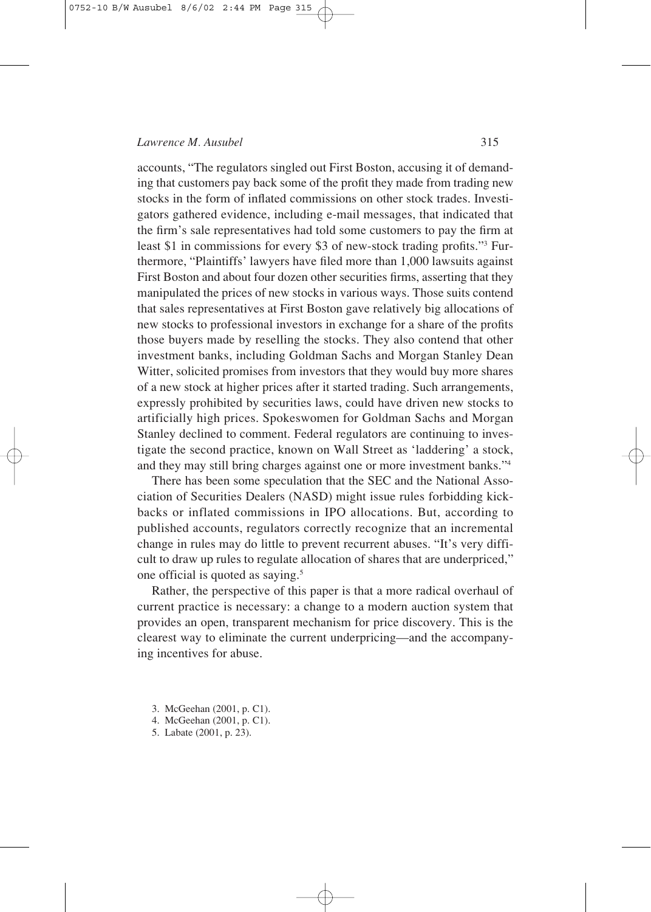accounts, "The regulators singled out First Boston, accusing it of demanding that customers pay back some of the profit they made from trading new stocks in the form of inflated commissions on other stock trades. Investigators gathered evidence, including e-mail messages, that indicated that the firm's sale representatives had told some customers to pay the firm at least $1 in commissions for every $3 of new-stock trading profits."[3] Furthermore, "Plaintiffs' lawyers have filed more than 1,000 lawsuits against First Boston and about four dozen other securities firms, asserting that they manipulated the prices of new stocks in various ways. Those suits contend that sales representatives at First Boston gave relatively big allocations of new stocks to professional investors in exchange for a share of the profits those buyers made by reselling the stocks. They also contend that other investment banks, including Goldman Sachs and Morgan Stanley Dean Witter, solicited promises from investors that they would buy more shares of a new stock at higher prices after it started trading. Such arrangements, expressly prohibited by securities laws, could have driven new stocks to artificially high prices. Spokeswomen for Goldman Sachs and Morgan Stanley declined to comment. Federal regulators are continuing to investigate the second practice, known on Wall Street as 'laddering' a stock, and they may still bring charges against one or more investment banks."[4]

There has been some speculation that the SEC and the National Association of Securities Dealers (NASD) might issue rules forbidding kickbacks or inflated commissions in IPO allocations. But, according to published accounts, regulators correctly recognize that an incremental change in rules may do little to prevent recurrent abuses. "It's very difficult to draw up rules to regulate allocation of shares that are underpriced," one official is quoted as saying.[5]

Rather, the perspective of this paper is that a more radical overhaul of current practice is necessary: a change to a modern auction system that provides an open, transparent mechanism for price discovery. This is the clearest way to eliminate the current underpricing—and the accompanying incentives for abuse.

3. McGeehan (2001, p. C1).
4. McGeehan (2001, p. C1).
5. Labate (2001, p. 23).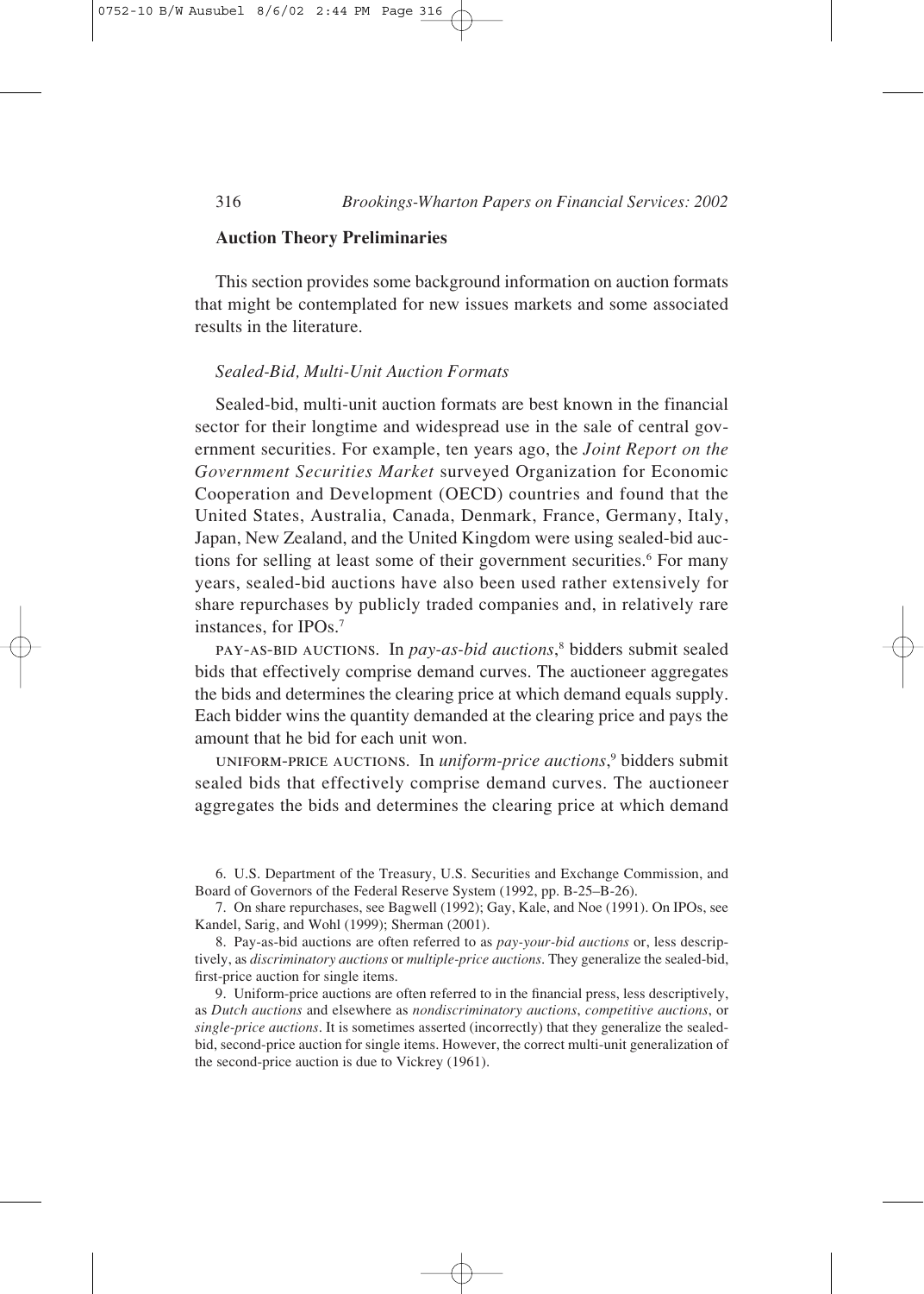## Auction Theory Preliminaries

This section provides some background information on auction formats that might be contemplated for new issues markets and some associated results in the literature.

### *Sealed-Bid, Multi-Unit Auction Formats*

Sealed-bid, multi-unit auction formats are best known in the financial sector for their longtime and widespread use in the sale of central government securities. For example, ten years ago, the *Joint Report on the Government Securities Market* surveyed Organization for Economic Cooperation and Development (OECD) countries and found that the United States, Australia, Canada, Denmark, France, Germany, Italy, Japan, New Zealand, and the United Kingdom were using sealed-bid auctions for selling at least some of their government securities.[6] For many years, sealed-bid auctions have also been used rather extensively for share repurchases by publicly traded companies and, in relatively rare instances, for IPOs.[7]

PAY-AS-BID AUCTIONS. In *pay-as-bid auctions*,[8] bidders submit sealed bids that effectively comprise demand curves. The auctioneer aggregates the bids and determines the clearing price at which demand equals supply. Each bidder wins the quantity demanded at the clearing price and pays the amount that he bid for each unit won.

UNIFORM-PRICE AUCTIONS. In *uniform-price auctions*,[9] bidders submit sealed bids that effectively comprise demand curves. The auctioneer aggregates the bids and determines the clearing price at which demand

6. U.S. Department of the Treasury, U.S. Securities and Exchange Commission, and Board of Governors of the Federal Reserve System (1992, pp. B-25–B-26).

7. On share repurchases, see Bagwell (1992); Gay, Kale, and Noe (1991). On IPOs, see Kandel, Sarig, and Wohl (1999); Sherman (2001).

8. Pay-as-bid auctions are often referred to as *pay-your-bid auctions* or, less descriptively, as *discriminatory auctions* or *multiple-price auctions*. They generalize the sealed-bid, first-price auction for single items.

9. Uniform-price auctions are often referred to in the financial press, less descriptively, as *Dutch auctions* and elsewhere as *nondiscriminatory auctions*, *competitive auctions*, or *single-price auctions*. It is sometimes asserted (incorrectly) that they generalize the sealed-bid, second-price auction for single items. However, the correct multi-unit generalization of the second-price auction is due to Vickrey (1961).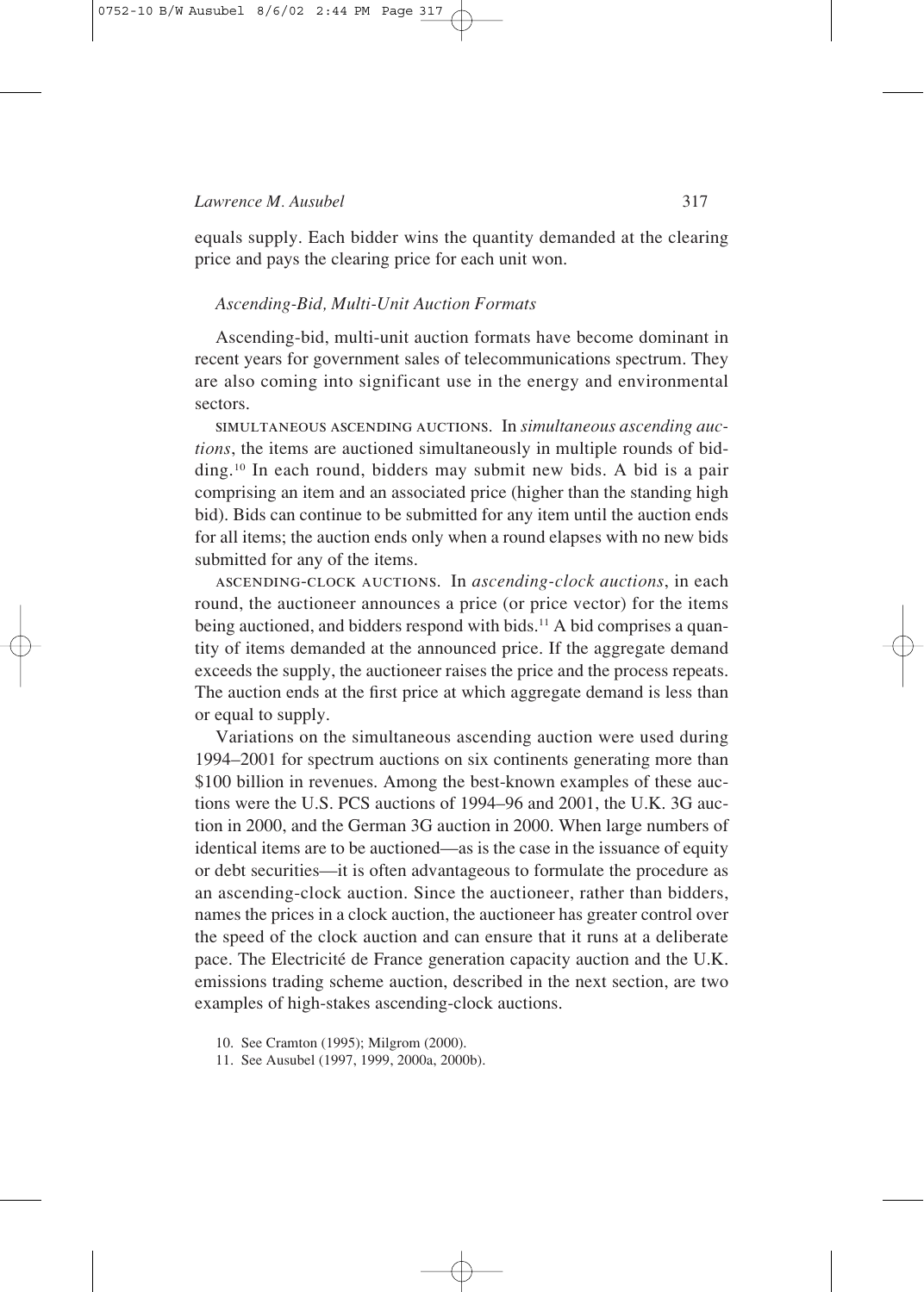equals supply. Each bidder wins the quantity demanded at the clearing price and pays the clearing price for each unit won.

### *Ascending-Bid, Multi-Unit Auction Formats*

Ascending-bid, multi-unit auction formats have become dominant in recent years for government sales of telecommunications spectrum. They are also coming into significant use in the energy and environmental sectors.

SIMULTANEOUS ASCENDING AUCTIONS. In *simultaneous ascending auctions*, the items are auctioned simultaneously in multiple rounds of bidding.[10] In each round, bidders may submit new bids. A bid is a pair comprising an item and an associated price (higher than the standing high bid). Bids can continue to be submitted for any item until the auction ends for all items; the auction ends only when a round elapses with no new bids submitted for any of the items.

ASCENDING-CLOCK AUCTIONS. In *ascending-clock auctions*, in each round, the auctioneer announces a price (or price vector) for the items being auctioned, and bidders respond with bids.[11] A bid comprises a quantity of items demanded at the announced price. If the aggregate demand exceeds the supply, the auctioneer raises the price and the process repeats. The auction ends at the first price at which aggregate demand is less than or equal to supply.

Variations on the simultaneous ascending auction were used during 1994–2001 for spectrum auctions on six continents generating more than $100 billion in revenues. Among the best-known examples of these auctions were the U.S. PCS auctions of 1994–96 and 2001, the U.K. 3G auction in 2000, and the German 3G auction in 2000. When large numbers of identical items are to be auctioned—as is the case in the issuance of equity or debt securities—it is often advantageous to formulate the procedure as an ascending-clock auction. Since the auctioneer, rather than bidders, names the prices in a clock auction, the auctioneer has greater control over the speed of the clock auction and can ensure that it runs at a deliberate pace. The Electricité de France generation capacity auction and the U.K. emissions trading scheme auction, described in the next section, are two examples of high-stakes ascending-clock auctions.

10. See Cramton (1995); Milgrom (2000).

11. See Ausubel (1997, 1999, 2000a, 2000b).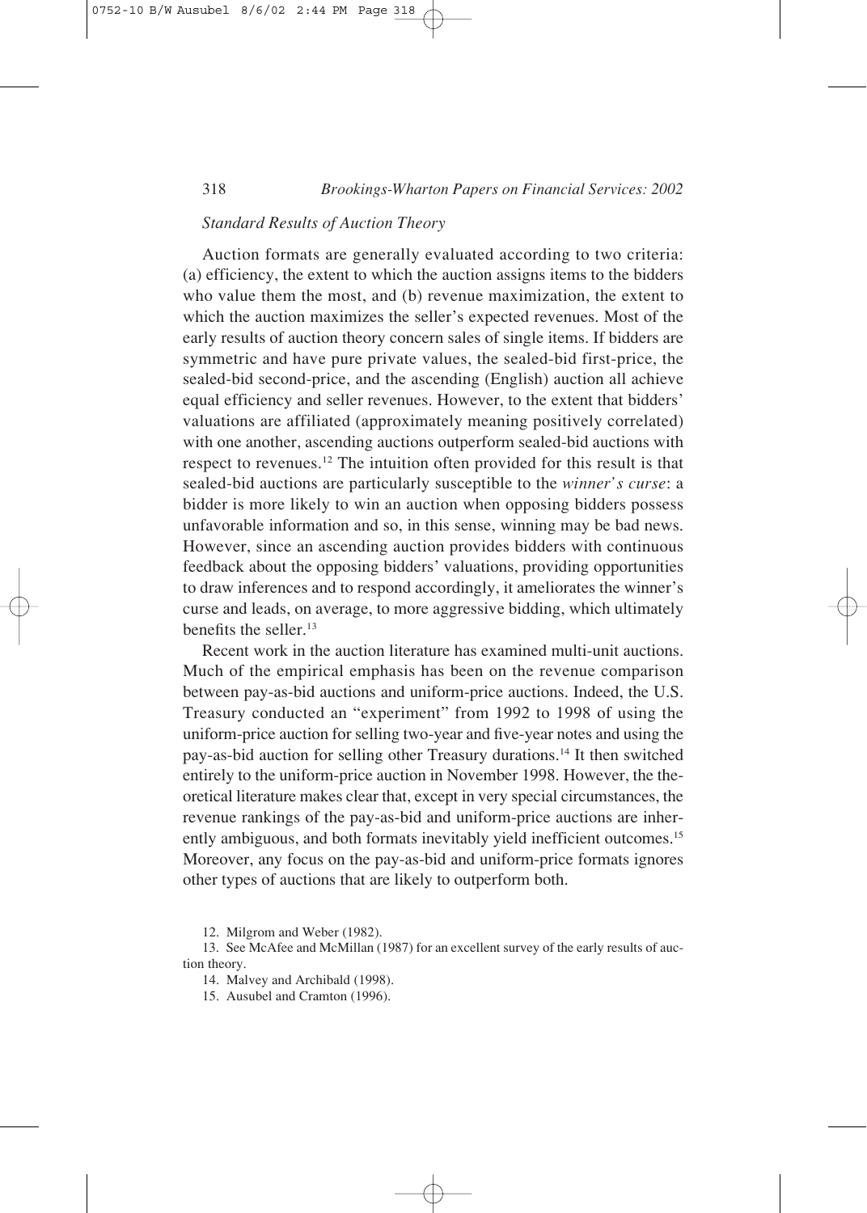### *Standard Results of Auction Theory*

Auction formats are generally evaluated according to two criteria: (a) efficiency, the extent to which the auction assigns items to the bidders who value them the most, and (b) revenue maximization, the extent to which the auction maximizes the seller's expected revenues. Most of the early results of auction theory concern sales of single items. If bidders are symmetric and have pure private values, the sealed-bid first-price, the sealed-bid second-price, and the ascending (English) auction all achieve equal efficiency and seller revenues. However, to the extent that bidders' valuations are affiliated (approximately meaning positively correlated) with one another, ascending auctions outperform sealed-bid auctions with respect to revenues.[12] The intuition often provided for this result is that sealed-bid auctions are particularly susceptible to the *winner's curse*: a bidder is more likely to win an auction when opposing bidders possess unfavorable information and so, in this sense, winning may be bad news. However, since an ascending auction provides bidders with continuous feedback about the opposing bidders' valuations, providing opportunities to draw inferences and to respond accordingly, it ameliorates the winner's curse and leads, on average, to more aggressive bidding, which ultimately benefits the seller.[13]

Recent work in the auction literature has examined multi-unit auctions. Much of the empirical emphasis has been on the revenue comparison between pay-as-bid auctions and uniform-price auctions. Indeed, the U.S. Treasury conducted an "experiment" from 1992 to 1998 of using the uniform-price auction for selling two-year and five-year notes and using the pay-as-bid auction for selling other Treasury durations.[14] It then switched entirely to the uniform-price auction in November 1998. However, the theoretical literature makes clear that, except in very special circumstances, the revenue rankings of the pay-as-bid and uniform-price auctions are inherently ambiguous, and both formats inevitably yield inefficient outcomes.[15] Moreover, any focus on the pay-as-bid and uniform-price formats ignores other types of auctions that are likely to outperform both.

12. Milgrom and Weber (1982).

13. See McAfee and McMillan (1987) for an excellent survey of the early results of auction theory.

14. Malvey and Archibald (1998).

15. Ausubel and Cramton (1996).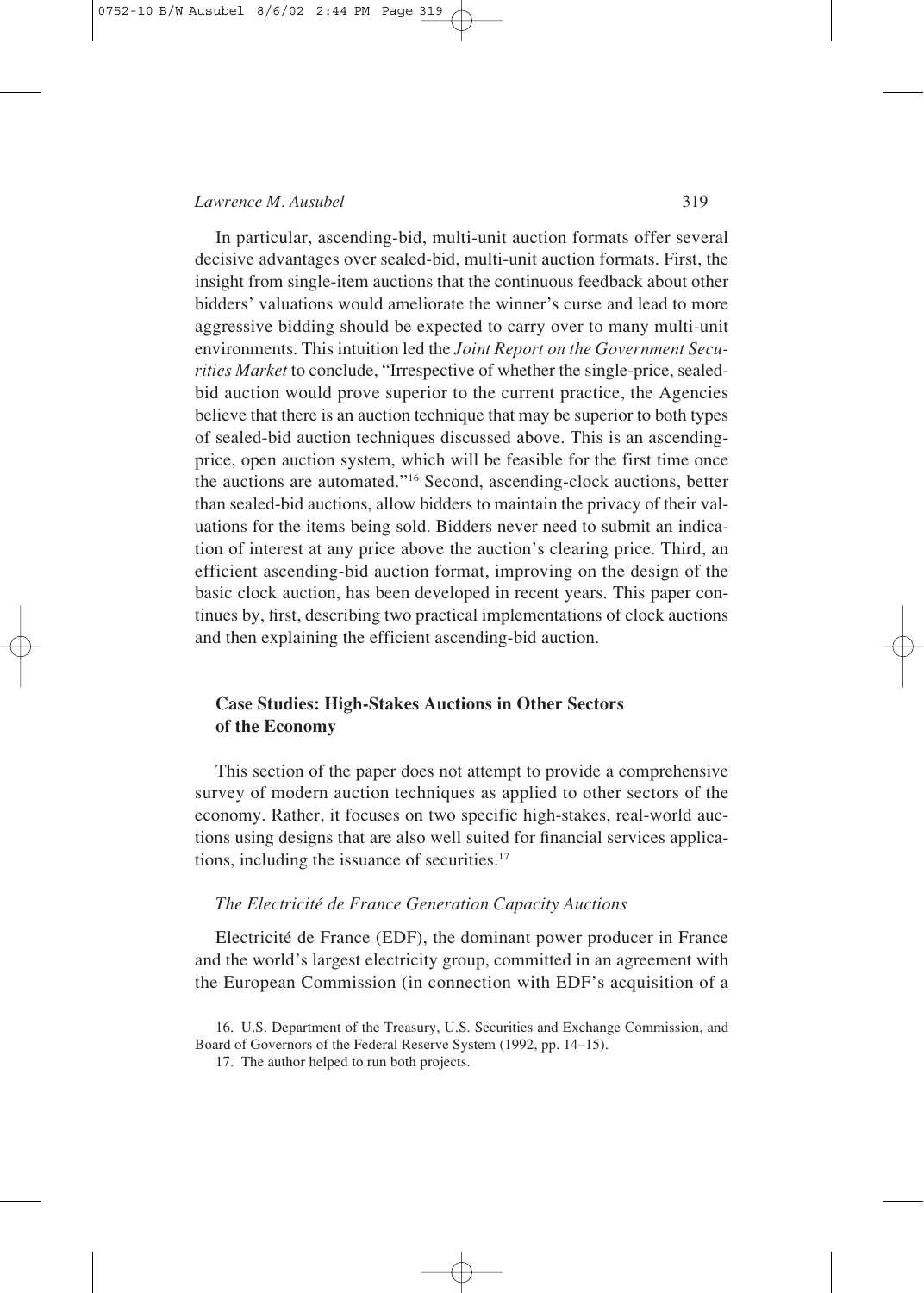In particular, ascending-bid, multi-unit auction formats offer several decisive advantages over sealed-bid, multi-unit auction formats. First, the insight from single-item auctions that the continuous feedback about other bidders' valuations would ameliorate the winner's curse and lead to more aggressive bidding should be expected to carry over to many multi-unit environments. This intuition led the *Joint Report on the Government Securities Market* to conclude, "Irrespective of whether the single-price, sealed-bid auction would prove superior to the current practice, the Agencies believe that there is an auction technique that may be superior to both types of sealed-bid auction techniques discussed above. This is an ascending-price, open auction system, which will be feasible for the first time once the auctions are automated."[16] Second, ascending-clock auctions, better than sealed-bid auctions, allow bidders to maintain the privacy of their valuations for the items being sold. Bidders never need to submit an indication of interest at any price above the auction's clearing price. Third, an efficient ascending-bid auction format, improving on the design of the basic clock auction, has been developed in recent years. This paper continues by, first, describing two practical implementations of clock auctions and then explaining the efficient ascending-bid auction.

## Case Studies: High-Stakes Auctions in Other Sectors of the Economy

This section of the paper does not attempt to provide a comprehensive survey of modern auction techniques as applied to other sectors of the economy. Rather, it focuses on two specific high-stakes, real-world auctions using designs that are also well suited for financial services applications, including the issuance of securities.[17]

### *The Electricité de France Generation Capacity Auctions*

Electricité de France (EDF), the dominant power producer in France and the world's largest electricity group, committed in an agreement with the European Commission (in connection with EDF's acquisition of a

16. U.S. Department of the Treasury, U.S. Securities and Exchange Commission, and Board of Governors of the Federal Reserve System (1992, pp. 14–15).

17. The author helped to run both projects.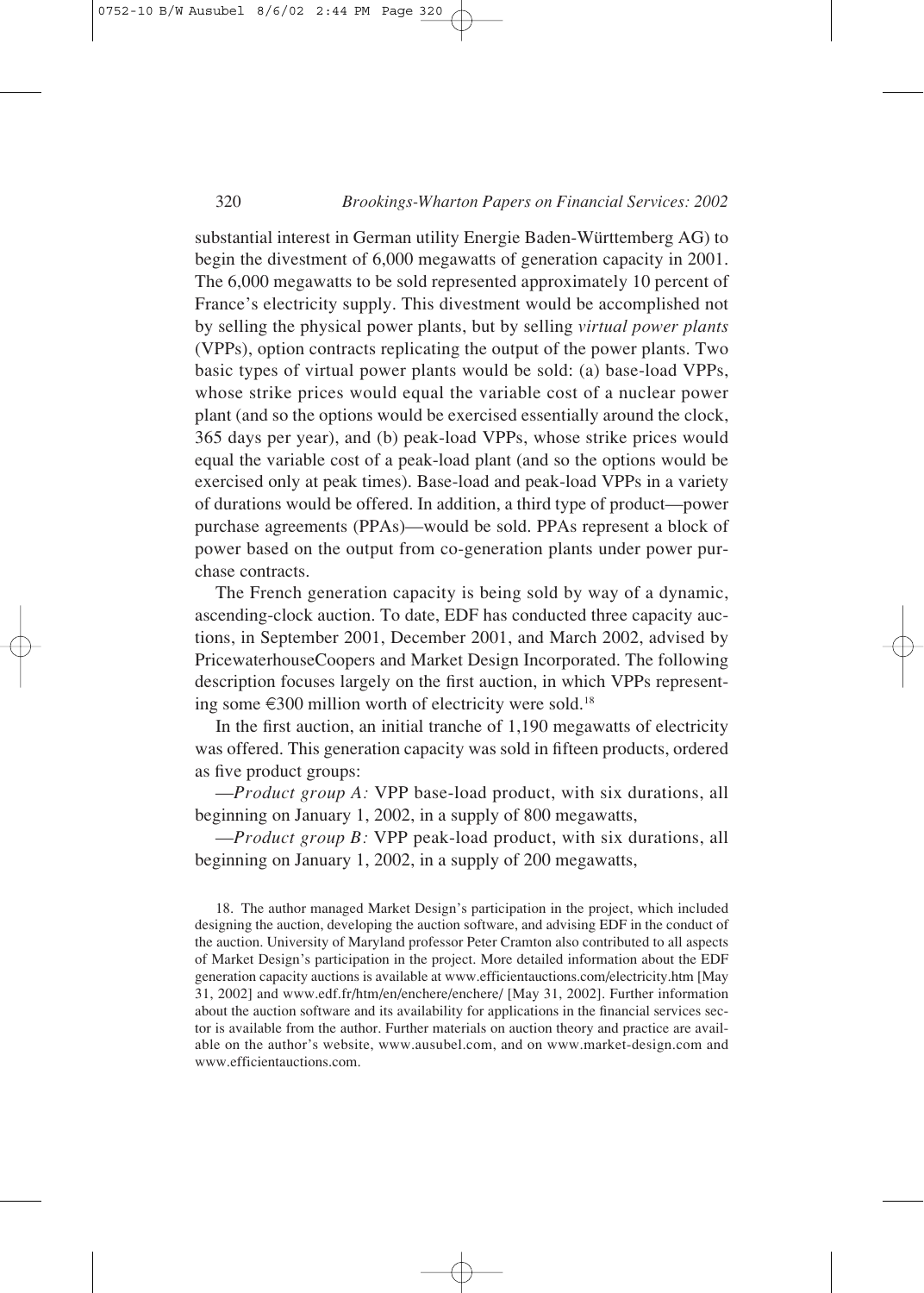substantial interest in German utility Energie Baden-Württemberg AG) to begin the divestment of 6,000 megawatts of generation capacity in 2001. The 6,000 megawatts to be sold represented approximately 10 percent of France's electricity supply. This divestment would be accomplished not by selling the physical power plants, but by selling *virtual power plants* (VPPs), option contracts replicating the output of the power plants. Two basic types of virtual power plants would be sold: (a) base-load VPPs, whose strike prices would equal the variable cost of a nuclear power plant (and so the options would be exercised essentially around the clock, 365 days per year), and (b) peak-load VPPs, whose strike prices would equal the variable cost of a peak-load plant (and so the options would be exercised only at peak times). Base-load and peak-load VPPs in a variety of durations would be offered. In addition, a third type of product—power purchase agreements (PPAs)—would be sold. PPAs represent a block of power based on the output from co-generation plants under power purchase contracts.

The French generation capacity is being sold by way of a dynamic, ascending-clock auction. To date, EDF has conducted three capacity auctions, in September 2001, December 2001, and March 2002, advised by PricewaterhouseCoopers and Market Design Incorporated. The following description focuses largely on the first auction, in which VPPs representing some €300 million worth of electricity were sold.[18]

In the first auction, an initial tranche of 1,190 megawatts of electricity was offered. This generation capacity was sold in fifteen products, ordered as five product groups:

—*Product group A:* VPP base-load product, with six durations, all beginning on January 1, 2002, in a supply of 800 megawatts,

—*Product group B:* VPP peak-load product, with six durations, all beginning on January 1, 2002, in a supply of 200 megawatts,

18. The author managed Market Design's participation in the project, which included designing the auction, developing the auction software, and advising EDF in the conduct of the auction. University of Maryland professor Peter Cramton also contributed to all aspects of Market Design's participation in the project. More detailed information about the EDF generation capacity auctions is available at www.efficientauctions.com/electricity.htm [May 31, 2002] and www.edf.fr/htm/en/enchere/enchere/ [May 31, 2002]. Further information about the auction software and its availability for applications in the financial services sector is available from the author. Further materials on auction theory and practice are available on the author's website, www.ausubel.com, and on www.market-design.com and www.efficientauctions.com.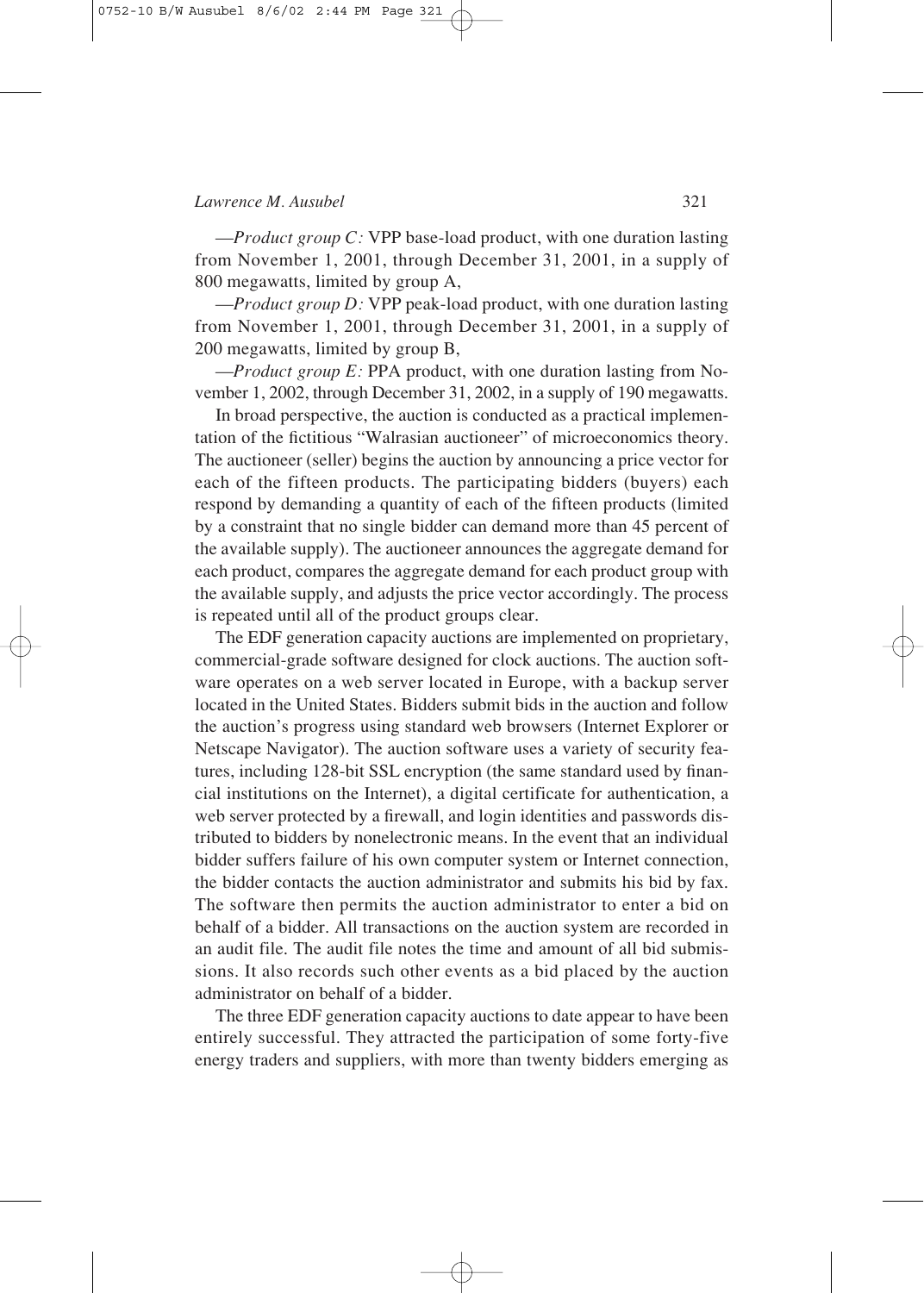—*Product group C:* VPP base-load product, with one duration lasting from November 1, 2001, through December 31, 2001, in a supply of 800 megawatts, limited by group A,

—*Product group D:* VPP peak-load product, with one duration lasting from November 1, 2001, through December 31, 2001, in a supply of 200 megawatts, limited by group B,

—*Product group E:* PPA product, with one duration lasting from November 1, 2002, through December 31, 2002, in a supply of 190 megawatts.

In broad perspective, the auction is conducted as a practical implementation of the fictitious "Walrasian auctioneer" of microeconomics theory. The auctioneer (seller) begins the auction by announcing a price vector for each of the fifteen products. The participating bidders (buyers) each respond by demanding a quantity of each of the fifteen products (limited by a constraint that no single bidder can demand more than 45 percent of the available supply). The auctioneer announces the aggregate demand for each product, compares the aggregate demand for each product group with the available supply, and adjusts the price vector accordingly. The process is repeated until all of the product groups clear.

The EDF generation capacity auctions are implemented on proprietary, commercial-grade software designed for clock auctions. The auction software operates on a web server located in Europe, with a backup server located in the United States. Bidders submit bids in the auction and follow the auction's progress using standard web browsers (Internet Explorer or Netscape Navigator). The auction software uses a variety of security features, including 128-bit SSL encryption (the same standard used by financial institutions on the Internet), a digital certificate for authentication, a web server protected by a firewall, and login identities and passwords distributed to bidders by nonelectronic means. In the event that an individual bidder suffers failure of his own computer system or Internet connection, the bidder contacts the auction administrator and submits his bid by fax. The software then permits the auction administrator to enter a bid on behalf of a bidder. All transactions on the auction system are recorded in an audit file. The audit file notes the time and amount of all bid submissions. It also records such other events as a bid placed by the auction administrator on behalf of a bidder.

The three EDF generation capacity auctions to date appear to have been entirely successful. They attracted the participation of some forty-five energy traders and suppliers, with more than twenty bidders emerging as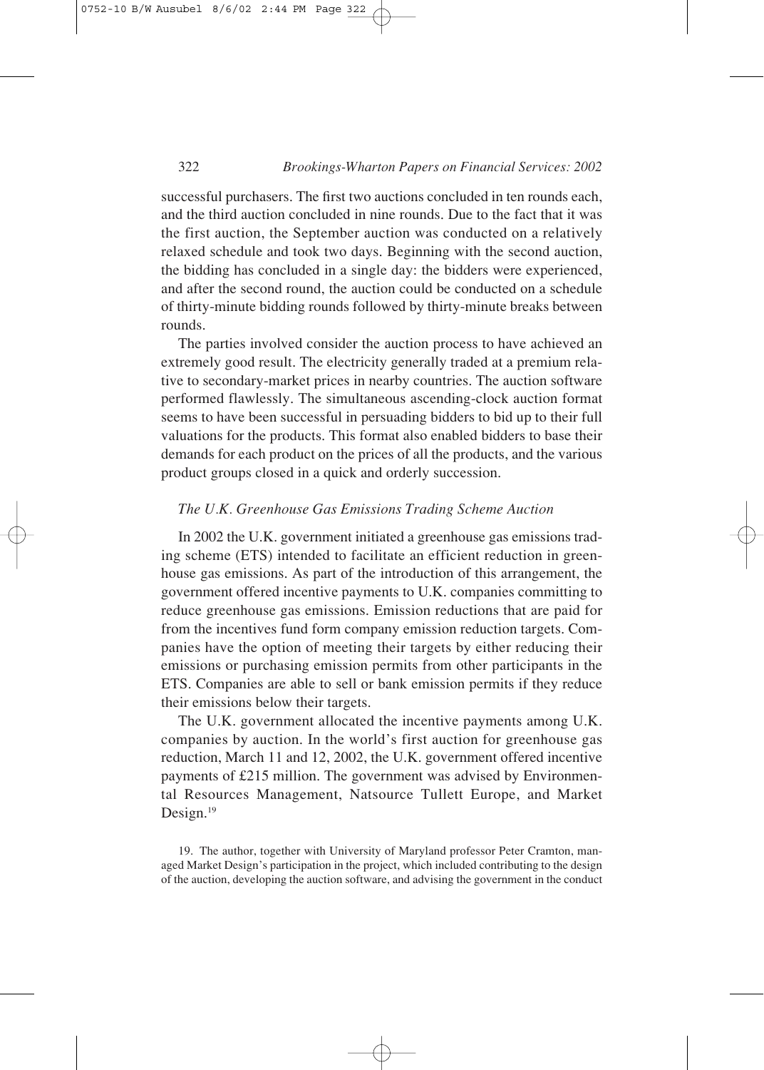successful purchasers. The first two auctions concluded in ten rounds each, and the third auction concluded in nine rounds. Due to the fact that it was the first auction, the September auction was conducted on a relatively relaxed schedule and took two days. Beginning with the second auction, the bidding has concluded in a single day: the bidders were experienced, and after the second round, the auction could be conducted on a schedule of thirty-minute bidding rounds followed by thirty-minute breaks between rounds.

The parties involved consider the auction process to have achieved an extremely good result. The electricity generally traded at a premium relative to secondary-market prices in nearby countries. The auction software performed flawlessly. The simultaneous ascending-clock auction format seems to have been successful in persuading bidders to bid up to their full valuations for the products. This format also enabled bidders to base their demands for each product on the prices of all the products, and the various product groups closed in a quick and orderly succession.

### *The U.K. Greenhouse Gas Emissions Trading Scheme Auction*

In 2002 the U.K. government initiated a greenhouse gas emissions trading scheme (ETS) intended to facilitate an efficient reduction in greenhouse gas emissions. As part of the introduction of this arrangement, the government offered incentive payments to U.K. companies committing to reduce greenhouse gas emissions. Emission reductions that are paid for from the incentives fund form company emission reduction targets. Companies have the option of meeting their targets by either reducing their emissions or purchasing emission permits from other participants in the ETS. Companies are able to sell or bank emission permits if they reduce their emissions below their targets.

The U.K. government allocated the incentive payments among U.K. companies by auction. In the world's first auction for greenhouse gas reduction, March 11 and 12, 2002, the U.K. government offered incentive payments of £215 million. The government was advised by Environmental Resources Management, Natsource Tullett Europe, and Market Design.[19]

19. The author, together with University of Maryland professor Peter Cramton, managed Market Design's participation in the project, which included contributing to the design of the auction, developing the auction software, and advising the government in the conduct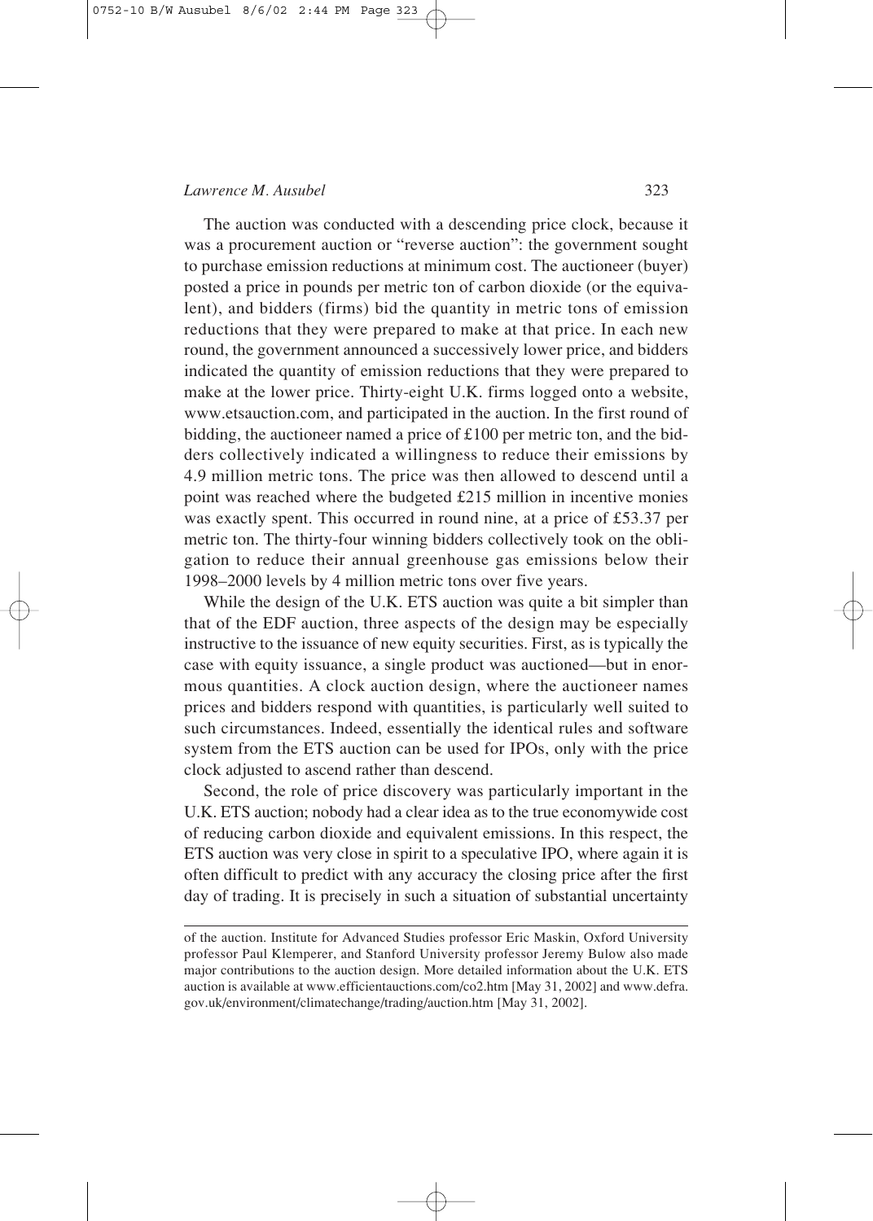The auction was conducted with a descending price clock, because it was a procurement auction or "reverse auction": the government sought to purchase emission reductions at minimum cost. The auctioneer (buyer) posted a price in pounds per metric ton of carbon dioxide (or the equivalent), and bidders (firms) bid the quantity in metric tons of emission reductions that they were prepared to make at that price. In each new round, the government announced a successively lower price, and bidders indicated the quantity of emission reductions that they were prepared to make at the lower price. Thirty-eight U.K. firms logged onto a website, www.etsauction.com, and participated in the auction. In the first round of bidding, the auctioneer named a price of £100 per metric ton, and the bidders collectively indicated a willingness to reduce their emissions by 4.9 million metric tons. The price was then allowed to descend until a point was reached where the budgeted £215 million in incentive monies was exactly spent. This occurred in round nine, at a price of £53.37 per metric ton. The thirty-four winning bidders collectively took on the obligation to reduce their annual greenhouse gas emissions below their 1998–2000 levels by 4 million metric tons over five years.

While the design of the U.K. ETS auction was quite a bit simpler than that of the EDF auction, three aspects of the design may be especially instructive to the issuance of new equity securities. First, as is typically the case with equity issuance, a single product was auctioned—but in enormous quantities. A clock auction design, where the auctioneer names prices and bidders respond with quantities, is particularly well suited to such circumstances. Indeed, essentially the identical rules and software system from the ETS auction can be used for IPOs, only with the price clock adjusted to ascend rather than descend.

Second, the role of price discovery was particularly important in the U.K. ETS auction; nobody had a clear idea as to the true economywide cost of reducing carbon dioxide and equivalent emissions. In this respect, the ETS auction was very close in spirit to a speculative IPO, where again it is often difficult to predict with any accuracy the closing price after the first day of trading. It is precisely in such a situation of substantial uncertainty

---

of the auction. Institute for Advanced Studies professor Eric Maskin, Oxford University professor Paul Klemperer, and Stanford University professor Jeremy Bulow also made major contributions to the auction design. More detailed information about the U.K. ETS auction is available at www.efficientauctions.com/co2.htm [May 31, 2002] and www.defra.gov.uk/environment/climatechange/trading/auction.htm [May 31, 2002].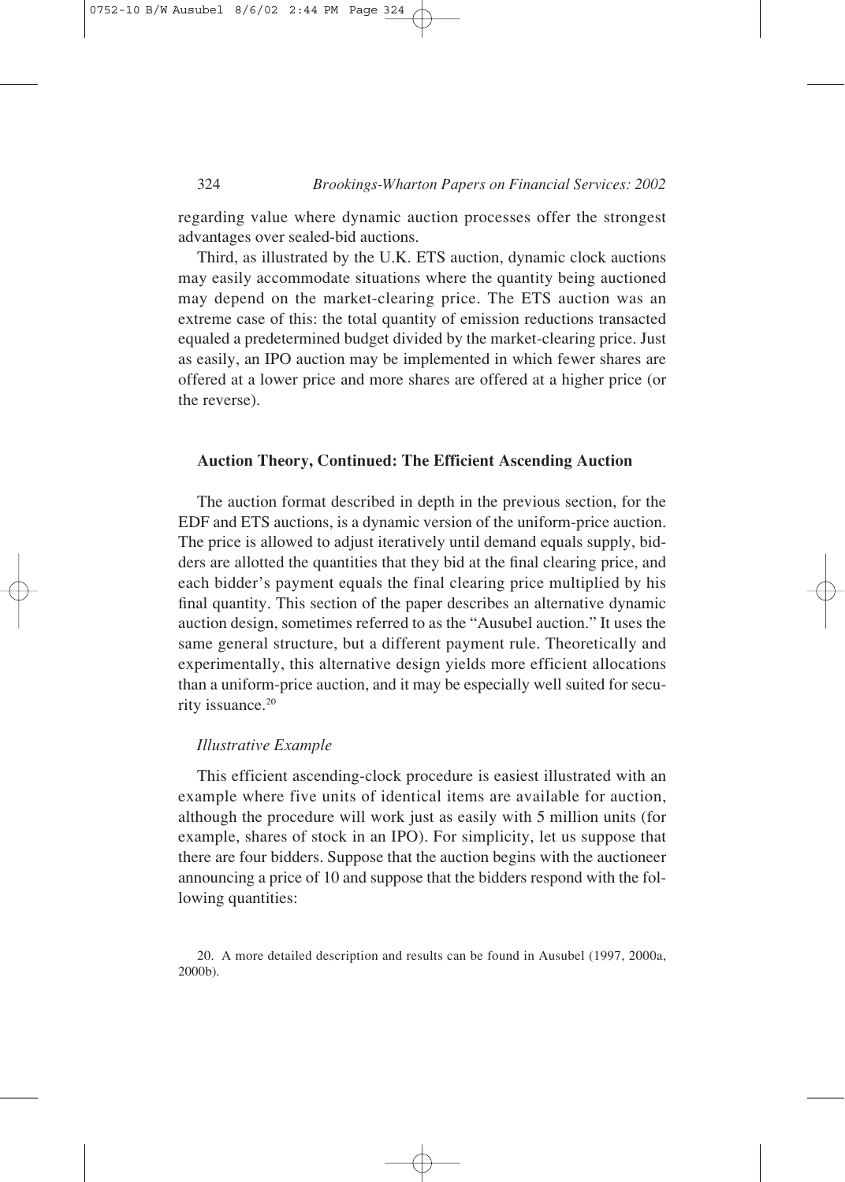regarding value where dynamic auction processes offer the strongest advantages over sealed-bid auctions.

Third, as illustrated by the U.K. ETS auction, dynamic clock auctions may easily accommodate situations where the quantity being auctioned may depend on the market-clearing price. The ETS auction was an extreme case of this: the total quantity of emission reductions transacted equaled a predetermined budget divided by the market-clearing price. Just as easily, an IPO auction may be implemented in which fewer shares are offered at a lower price and more shares are offered at a higher price (or the reverse).

## Auction Theory, Continued: The Efficient Ascending Auction

The auction format described in depth in the previous section, for the EDF and ETS auctions, is a dynamic version of the uniform-price auction. The price is allowed to adjust iteratively until demand equals supply, bidders are allotted the quantities that they bid at the final clearing price, and each bidder's payment equals the final clearing price multiplied by his final quantity. This section of the paper describes an alternative dynamic auction design, sometimes referred to as the "Ausubel auction." It uses the same general structure, but a different payment rule. Theoretically and experimentally, this alternative design yields more efficient allocations than a uniform-price auction, and it may be especially well suited for security issuance.[20]

### *Illustrative Example*

This efficient ascending-clock procedure is easiest illustrated with an example where five units of identical items are available for auction, although the procedure will work just as easily with 5 million units (for example, shares of stock in an IPO). For simplicity, let us suppose that there are four bidders. Suppose that the auction begins with the auctioneer announcing a price of 10 and suppose that the bidders respond with the following quantities:

20. A more detailed description and results can be found in Ausubel (1997, 2000a, 2000b).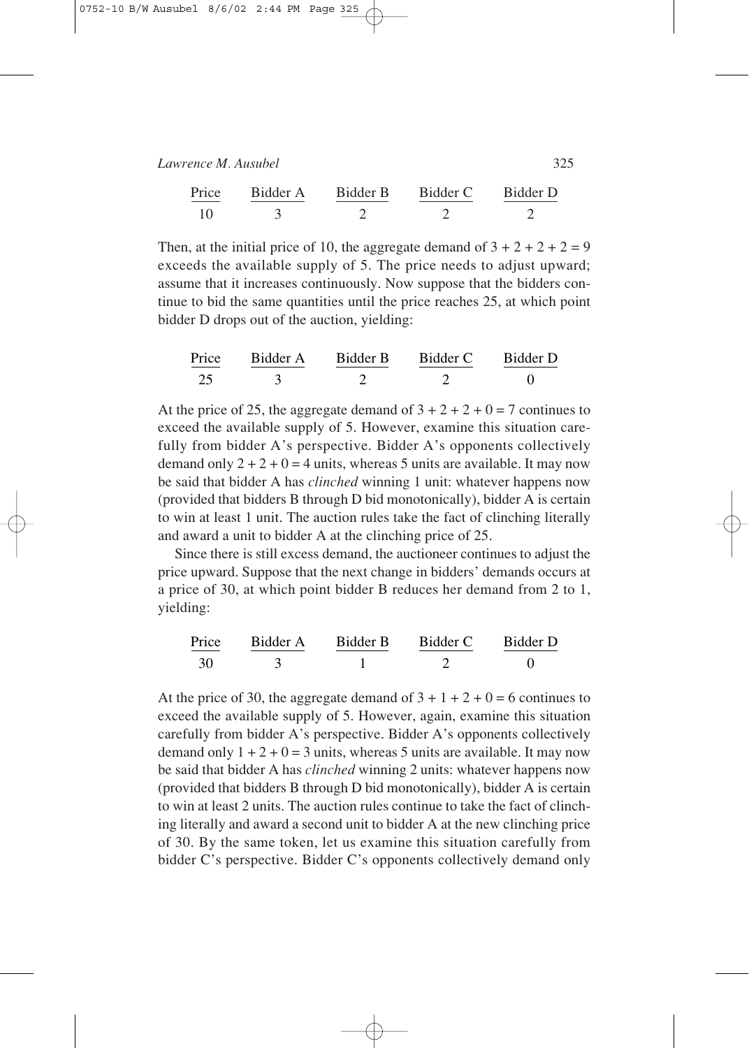| Price | Bidder A | Bidder B | Bidder C | Bidder D |
|---|---|---|---|---|
| 10 | 3 | 2 | 2 | 2 |

Then, at the initial price of 10, the aggregate demand of $3 + 2 + 2 + 2 = 9$ exceeds the available supply of 5. The price needs to adjust upward; assume that it increases continuously. Now suppose that the bidders continue to bid the same quantities until the price reaches 25, at which point bidder D drops out of the auction, yielding:

| Price | Bidder A | Bidder B | Bidder C | Bidder D |
|---|---|---|---|---|
| 25 | 3 | 2 | 2 | 0 |

At the price of 25, the aggregate demand of $3 + 2 + 2 + 0 = 7$ continues to exceed the available supply of 5. However, examine this situation carefully from bidder A's perspective. Bidder A's opponents collectively demand only $2 + 2 + 0 = 4$ units, whereas 5 units are available. It may now be said that bidder A has *clinched* winning 1 unit: whatever happens now (provided that bidders B through D bid monotonically), bidder A is certain to win at least 1 unit. The auction rules take the fact of clinching literally and award a unit to bidder A at the clinching price of 25.

Since there is still excess demand, the auctioneer continues to adjust the price upward. Suppose that the next change in bidders' demands occurs at a price of 30, at which point bidder B reduces her demand from 2 to 1, yielding:

| Price | Bidder A | Bidder B | Bidder C | Bidder D |
|---|---|---|---|---|
| 30 | 3 | 1 | 2 | 0 |

At the price of 30, the aggregate demand of $3 + 1 + 2 + 0 = 6$ continues to exceed the available supply of 5. However, again, examine this situation carefully from bidder A's perspective. Bidder A's opponents collectively demand only $1 + 2 + 0 = 3$ units, whereas 5 units are available. It may now be said that bidder A has *clinched* winning 2 units: whatever happens now (provided that bidders B through D bid monotonically), bidder A is certain to win at least 2 units. The auction rules continue to take the fact of clinching literally and award a second unit to bidder A at the new clinching price of 30. By the same token, let us examine this situation carefully from bidder C's perspective. Bidder C's opponents collectively demand only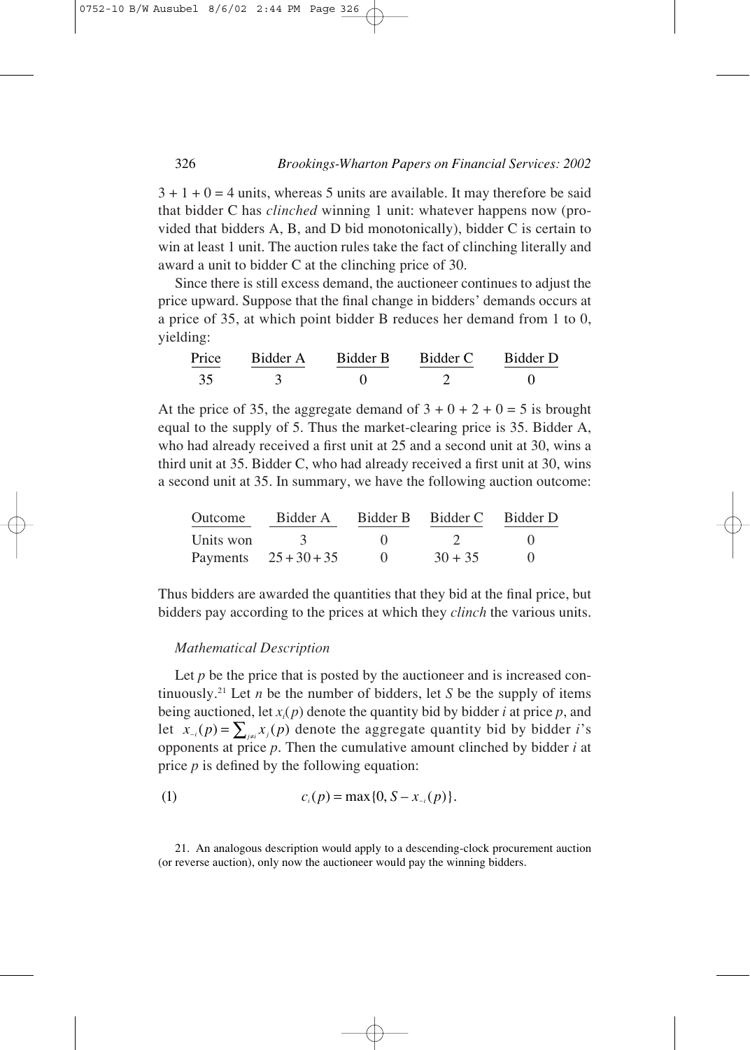$3 + 1 + 0 = 4$ units, whereas 5 units are available. It may therefore be said that bidder C has *clinched* winning 1 unit: whatever happens now (provided that bidders A, B, and D bid monotonically), bidder C is certain to win at least 1 unit. The auction rules take the fact of clinching literally and award a unit to bidder C at the clinching price of 30.

Since there is still excess demand, the auctioneer continues to adjust the price upward. Suppose that the final change in bidders' demands occurs at a price of 35, at which point bidder B reduces her demand from 1 to 0, yielding:

| Price | Bidder A | Bidder B | Bidder C | Bidder D |
|---|---|---|---|---|
| 35 | 3 | 0 | 2 | 0 |

At the price of 35, the aggregate demand of $3 + 0 + 2 + 0 = 5$ is brought equal to the supply of 5. Thus the market-clearing price is 35. Bidder A, who had already received a first unit at 25 and a second unit at 30, wins a third unit at 35. Bidder C, who had already received a first unit at 30, wins a second unit at 35. In summary, we have the following auction outcome:

| Outcome | Bidder A | Bidder B | Bidder C | Bidder D |
|---|---|---|---|---|
| Units won | 3 | 0 | 2 | 0 |
| Payments | $25 + 30 + 35$ | 0 | $30 + 35$ | 0 |

Thus bidders are awarded the quantities that they bid at the final price, but bidders pay according to the prices at which they *clinch* the various units.

*Mathematical Description*

Let $p$ be the price that is posted by the auctioneer and is increased continuously.[21] Let $n$ be the number of bidders, let $S$ be the supply of items being auctioned, let $x_i(p)$ denote the quantity bid by bidder $i$ at price $p$, and let $x_{-i}(p) = \sum_{j \neq i} x_j(p)$ denote the aggregate quantity bid by bidder $i$'s opponents at price $p$. Then the cumulative amount clinched by bidder $i$ at price $p$ is defined by the following equation:

$$c_i(p) = \max\{0, S - x_{-i}(p)\}. \tag{1}$$

21. An analogous description would apply to a descending-clock procurement auction (or reverse auction), only now the auctioneer would pay the winning bidders.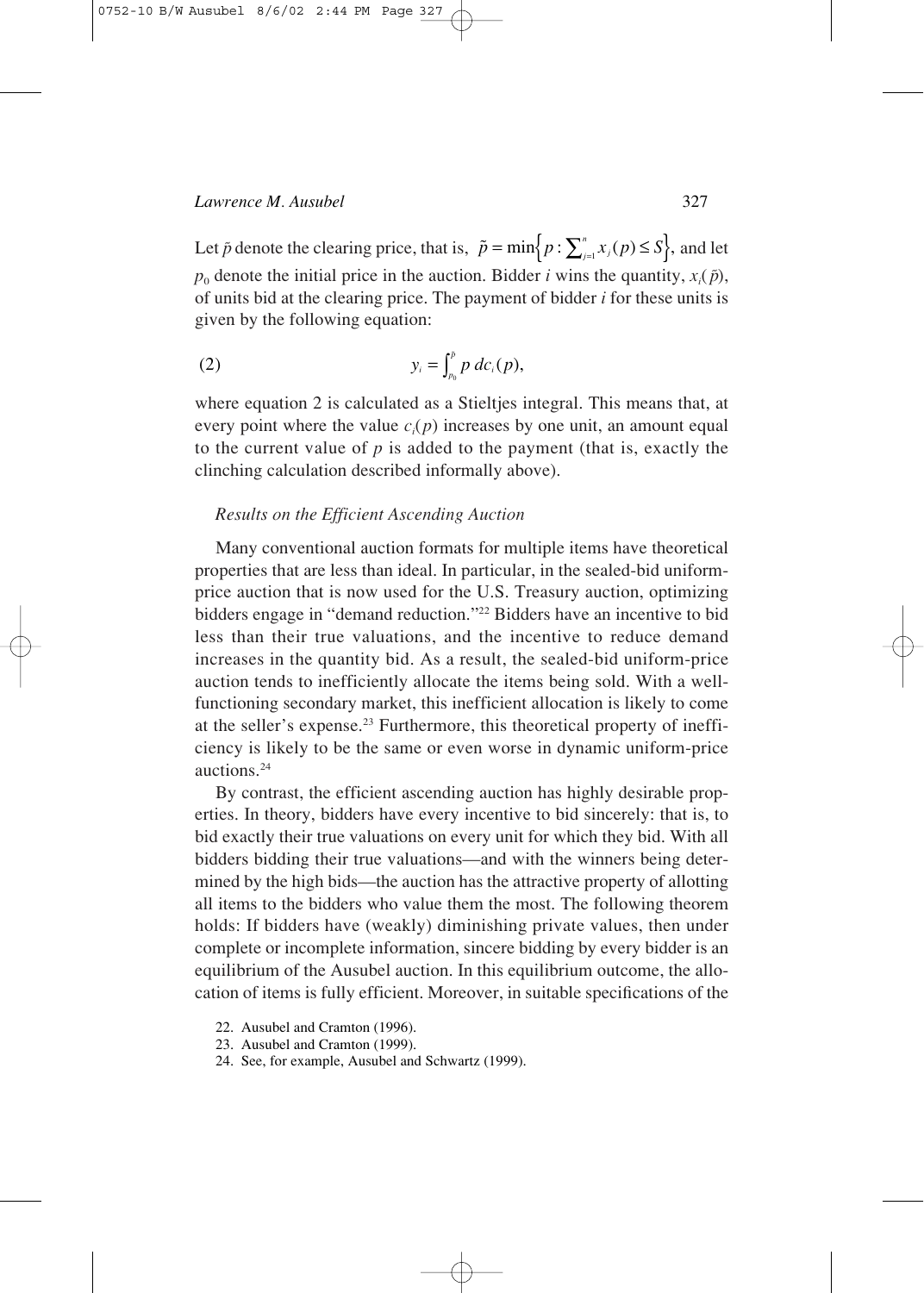Let $\tilde{p}$ denote the clearing price, that is, $\tilde{p} = \min\left\{p : \sum_{j=1}^{n} x_j(p) \leq S\right\}$, and let $p_0$ denote the initial price in the auction. Bidder $i$ wins the quantity, $x_i(\tilde{p})$, of units bid at the clearing price. The payment of bidder $i$ for these units is given by the following equation:

$$y_i = \int_{p_0}^{\tilde{p}} p \, dc_i(p), \tag{2}$$

where equation 2 is calculated as a Stieltjes integral. This means that, at every point where the value $c_i(p)$ increases by one unit, an amount equal to the current value of $p$ is added to the payment (that is, exactly the clinching calculation described informally above).

### *Results on the Efficient Ascending Auction*

Many conventional auction formats for multiple items have theoretical properties that are less than ideal. In particular, in the sealed-bid uniform-price auction that is now used for the U.S. Treasury auction, optimizing bidders engage in "demand reduction."[22] Bidders have an incentive to bid less than their true valuations, and the incentive to reduce demand increases in the quantity bid. As a result, the sealed-bid uniform-price auction tends to inefficiently allocate the items being sold. With a well-functioning secondary market, this inefficient allocation is likely to come at the seller's expense.[23] Furthermore, this theoretical property of inefficiency is likely to be the same or even worse in dynamic uniform-price auctions.[24]

By contrast, the efficient ascending auction has highly desirable properties. In theory, bidders have every incentive to bid sincerely: that is, to bid exactly their true valuations on every unit for which they bid. With all bidders bidding their true valuations—and with the winners being determined by the high bids—the auction has the attractive property of allotting all items to the bidders who value them the most. The following theorem holds: If bidders have (weakly) diminishing private values, then under complete or incomplete information, sincere bidding by every bidder is an equilibrium of the Ausubel auction. In this equilibrium outcome, the allocation of items is fully efficient. Moreover, in suitable specifications of the

22. Ausubel and Cramton (1996).
23. Ausubel and Cramton (1999).
24. See, for example, Ausubel and Schwartz (1999).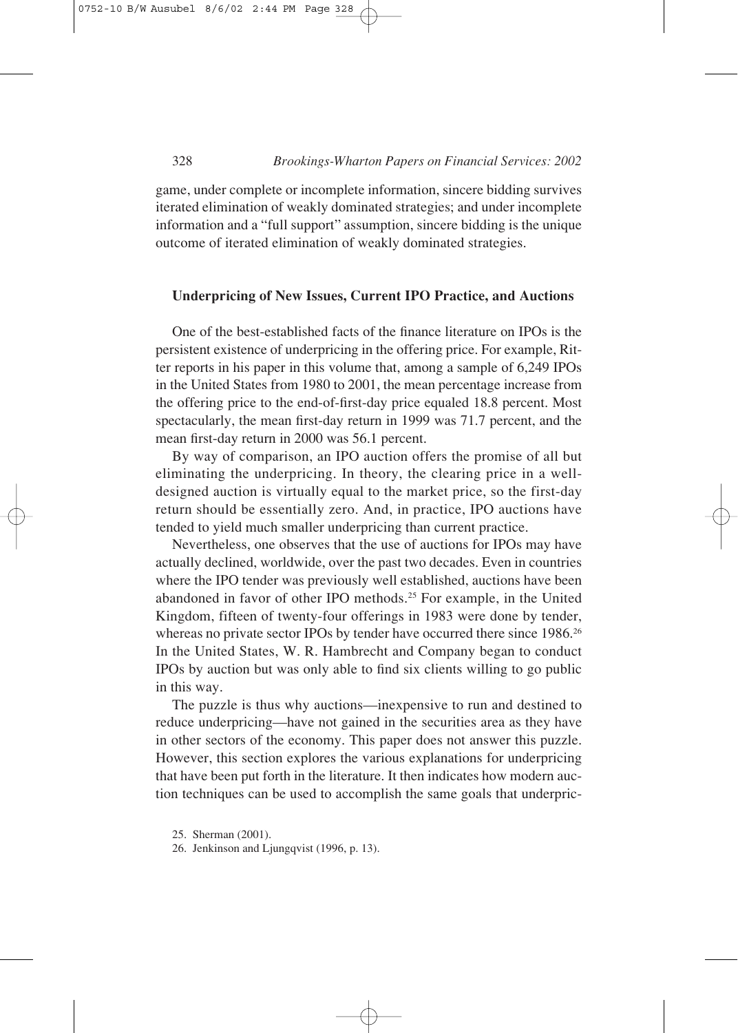game, under complete or incomplete information, sincere bidding survives iterated elimination of weakly dominated strategies; and under incomplete information and a "full support" assumption, sincere bidding is the unique outcome of iterated elimination of weakly dominated strategies.

### Underpricing of New Issues, Current IPO Practice, and Auctions

One of the best-established facts of the finance literature on IPOs is the persistent existence of underpricing in the offering price. For example, Ritter reports in his paper in this volume that, among a sample of 6,249 IPOs in the United States from 1980 to 2001, the mean percentage increase from the offering price to the end-of-first-day price equaled 18.8 percent. Most spectacularly, the mean first-day return in 1999 was 71.7 percent, and the mean first-day return in 2000 was 56.1 percent.

By way of comparison, an IPO auction offers the promise of all but eliminating the underpricing. In theory, the clearing price in a well-designed auction is virtually equal to the market price, so the first-day return should be essentially zero. And, in practice, IPO auctions have tended to yield much smaller underpricing than current practice.

Nevertheless, one observes that the use of auctions for IPOs may have actually declined, worldwide, over the past two decades. Even in countries where the IPO tender was previously well established, auctions have been abandoned in favor of other IPO methods.[25] For example, in the United Kingdom, fifteen of twenty-four offerings in 1983 were done by tender, whereas no private sector IPOs by tender have occurred there since 1986.[26] In the United States, W. R. Hambrecht and Company began to conduct IPOs by auction but was only able to find six clients willing to go public in this way.

The puzzle is thus why auctions—inexpensive to run and destined to reduce underpricing—have not gained in the securities area as they have in other sectors of the economy. This paper does not answer this puzzle. However, this section explores the various explanations for underpricing that have been put forth in the literature. It then indicates how modern auction techniques can be used to accomplish the same goals that underpric-

25. Sherman (2001).

26. Jenkinson and Ljungqvist (1996, p. 13).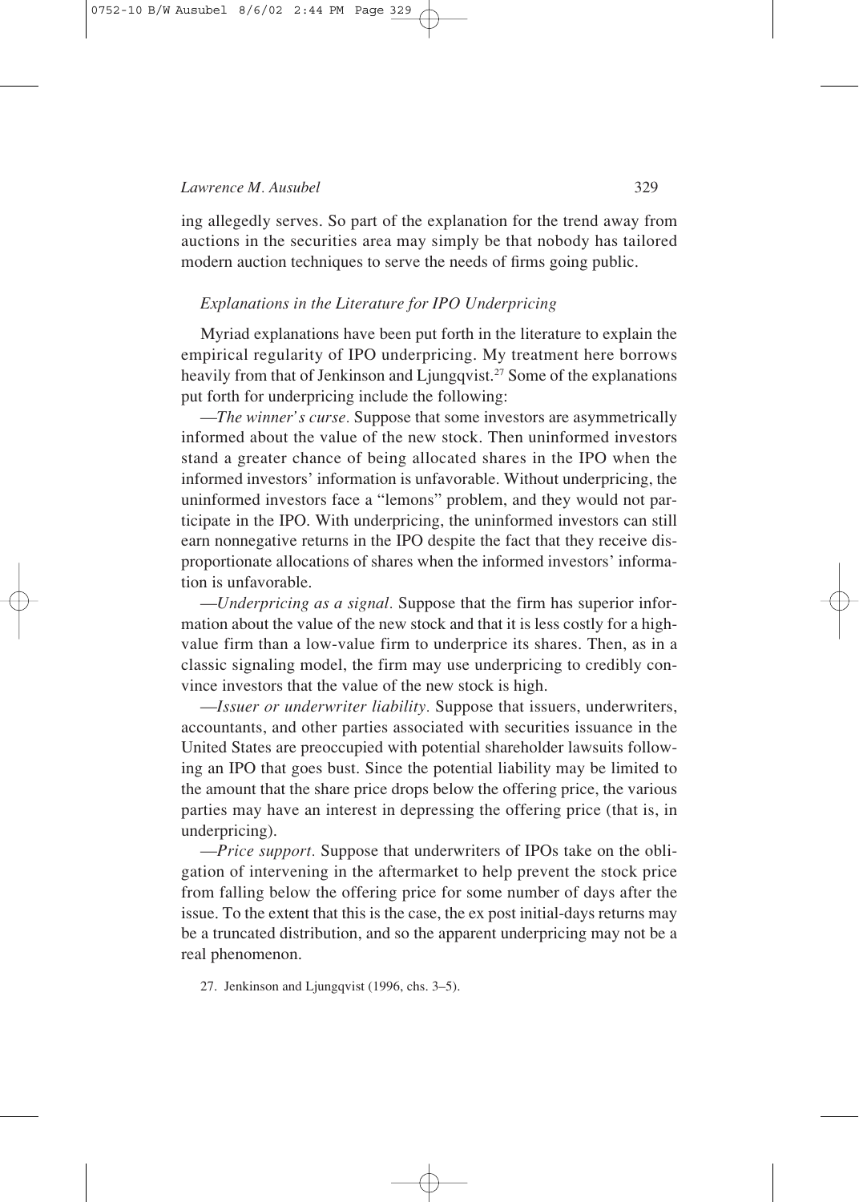ing allegedly serves. So part of the explanation for the trend away from auctions in the securities area may simply be that nobody has tailored modern auction techniques to serve the needs of firms going public.

### *Explanations in the Literature for IPO Underpricing*

Myriad explanations have been put forth in the literature to explain the empirical regularity of IPO underpricing. My treatment here borrows heavily from that of Jenkinson and Ljungqvist.[27] Some of the explanations put forth for underpricing include the following:

—*The winner's curse.* Suppose that some investors are asymmetrically informed about the value of the new stock. Then uninformed investors stand a greater chance of being allocated shares in the IPO when the informed investors' information is unfavorable. Without underpricing, the uninformed investors face a "lemons" problem, and they would not participate in the IPO. With underpricing, the uninformed investors can still earn nonnegative returns in the IPO despite the fact that they receive disproportionate allocations of shares when the informed investors' information is unfavorable.

—*Underpricing as a signal.* Suppose that the firm has superior information about the value of the new stock and that it is less costly for a high-value firm than a low-value firm to underprice its shares. Then, as in a classic signaling model, the firm may use underpricing to credibly convince investors that the value of the new stock is high.

—*Issuer or underwriter liability.* Suppose that issuers, underwriters, accountants, and other parties associated with securities issuance in the United States are preoccupied with potential shareholder lawsuits following an IPO that goes bust. Since the potential liability may be limited to the amount that the share price drops below the offering price, the various parties may have an interest in depressing the offering price (that is, in underpricing).

—*Price support.* Suppose that underwriters of IPOs take on the obligation of intervening in the aftermarket to help prevent the stock price from falling below the offering price for some number of days after the issue. To the extent that this is the case, the ex post initial-days returns may be a truncated distribution, and so the apparent underpricing may not be a real phenomenon.

27. Jenkinson and Ljungqvist (1996, chs. 3–5).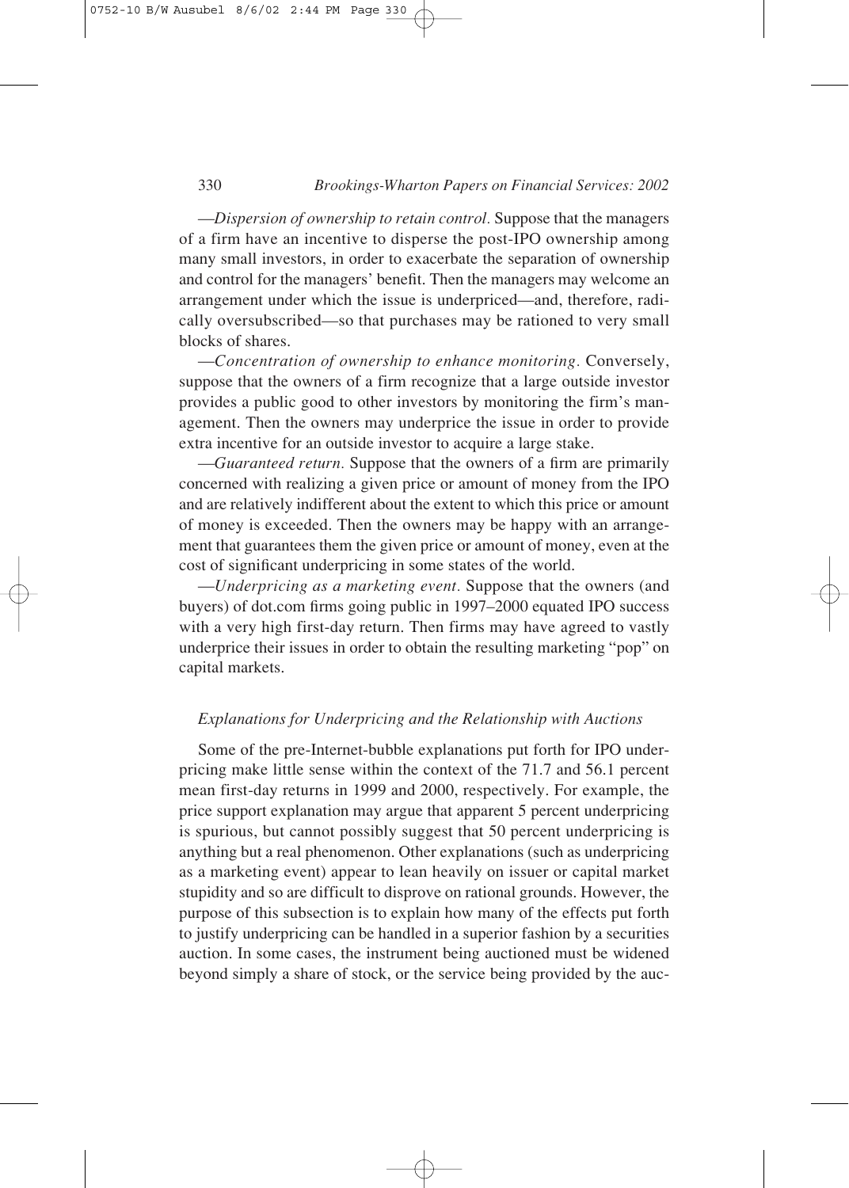—*Dispersion of ownership to retain control.* Suppose that the managers of a firm have an incentive to disperse the post-IPO ownership among many small investors, in order to exacerbate the separation of ownership and control for the managers' benefit. Then the managers may welcome an arrangement under which the issue is underpriced—and, therefore, radically oversubscribed—so that purchases may be rationed to very small blocks of shares.

—*Concentration of ownership to enhance monitoring.* Conversely, suppose that the owners of a firm recognize that a large outside investor provides a public good to other investors by monitoring the firm's management. Then the owners may underprice the issue in order to provide extra incentive for an outside investor to acquire a large stake.

—*Guaranteed return.* Suppose that the owners of a firm are primarily concerned with realizing a given price or amount of money from the IPO and are relatively indifferent about the extent to which this price or amount of money is exceeded. Then the owners may be happy with an arrangement that guarantees them the given price or amount of money, even at the cost of significant underpricing in some states of the world.

—*Underpricing as a marketing event.* Suppose that the owners (and buyers) of dot.com firms going public in 1997–2000 equated IPO success with a very high first-day return. Then firms may have agreed to vastly underprice their issues in order to obtain the resulting marketing "pop" on capital markets.

### *Explanations for Underpricing and the Relationship with Auctions*

Some of the pre-Internet-bubble explanations put forth for IPO underpricing make little sense within the context of the 71.7 and 56.1 percent mean first-day returns in 1999 and 2000, respectively. For example, the price support explanation may argue that apparent 5 percent underpricing is spurious, but cannot possibly suggest that 50 percent underpricing is anything but a real phenomenon. Other explanations (such as underpricing as a marketing event) appear to lean heavily on issuer or capital market stupidity and so are difficult to disprove on rational grounds. However, the purpose of this subsection is to explain how many of the effects put forth to justify underpricing can be handled in a superior fashion by a securities auction. In some cases, the instrument being auctioned must be widened beyond simply a share of stock, or the service being provided by the auc-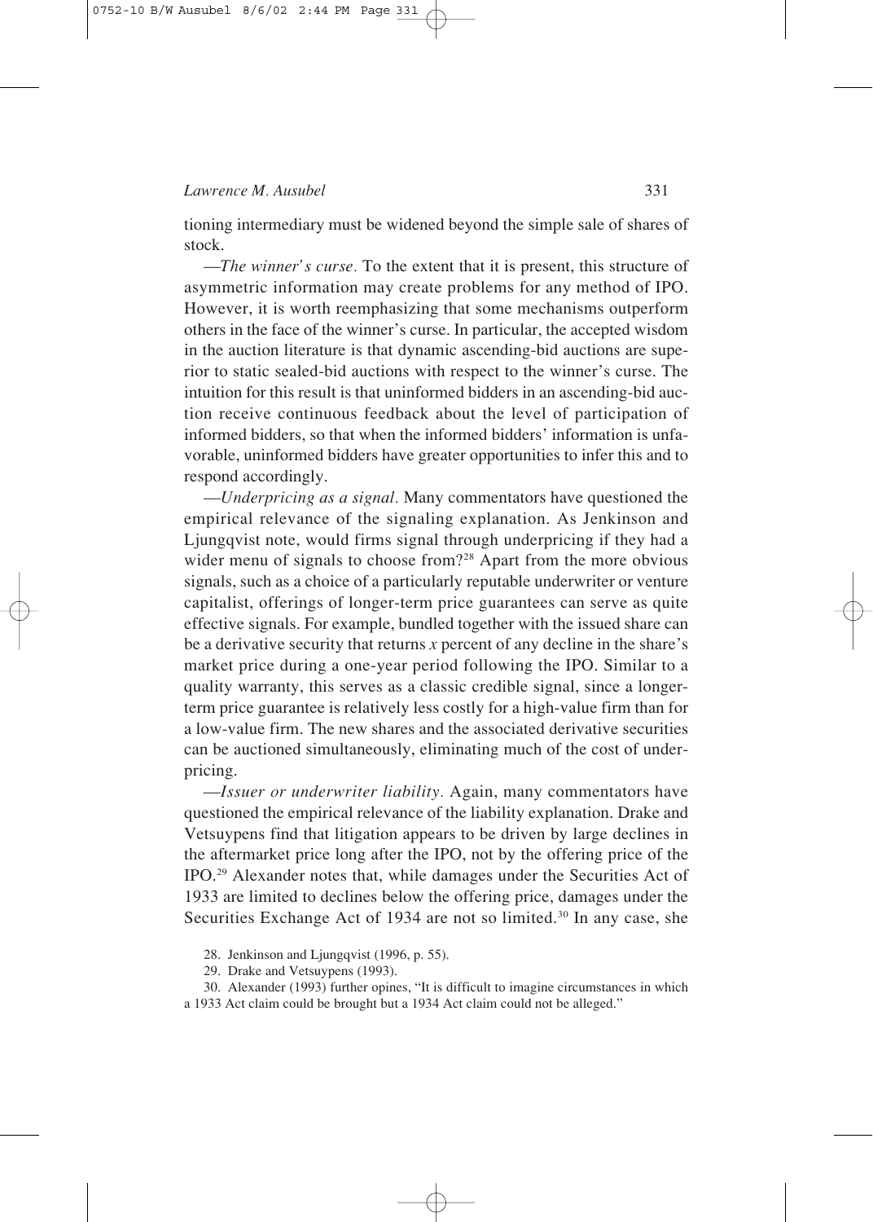tioning intermediary must be widened beyond the simple sale of shares of stock.

—*The winner's curse.* To the extent that it is present, this structure of asymmetric information may create problems for any method of IPO. However, it is worth reemphasizing that some mechanisms outperform others in the face of the winner's curse. In particular, the accepted wisdom in the auction literature is that dynamic ascending-bid auctions are superior to static sealed-bid auctions with respect to the winner's curse. The intuition for this result is that uninformed bidders in an ascending-bid auction receive continuous feedback about the level of participation of informed bidders, so that when the informed bidders' information is unfavorable, uninformed bidders have greater opportunities to infer this and to respond accordingly.

—*Underpricing as a signal.* Many commentators have questioned the empirical relevance of the signaling explanation. As Jenkinson and Ljungqvist note, would firms signal through underpricing if they had a wider menu of signals to choose from?[28] Apart from the more obvious signals, such as a choice of a particularly reputable underwriter or venture capitalist, offerings of longer-term price guarantees can serve as quite effective signals. For example, bundled together with the issued share can be a derivative security that returns $x$ percent of any decline in the share's market price during a one-year period following the IPO. Similar to a quality warranty, this serves as a classic credible signal, since a longer-term price guarantee is relatively less costly for a high-value firm than for a low-value firm. The new shares and the associated derivative securities can be auctioned simultaneously, eliminating much of the cost of underpricing.

—*Issuer or underwriter liability.* Again, many commentators have questioned the empirical relevance of the liability explanation. Drake and Vetsuypens find that litigation appears to be driven by large declines in the aftermarket price long after the IPO, not by the offering price of the IPO.[29] Alexander notes that, while damages under the Securities Act of 1933 are limited to declines below the offering price, damages under the Securities Exchange Act of 1934 are not so limited.[30] In any case, she

28. Jenkinson and Ljungqvist (1996, p. 55).

29. Drake and Vetsuypens (1993).

30. Alexander (1993) further opines, "It is difficult to imagine circumstances in which a 1933 Act claim could be brought but a 1934 Act claim could not be alleged."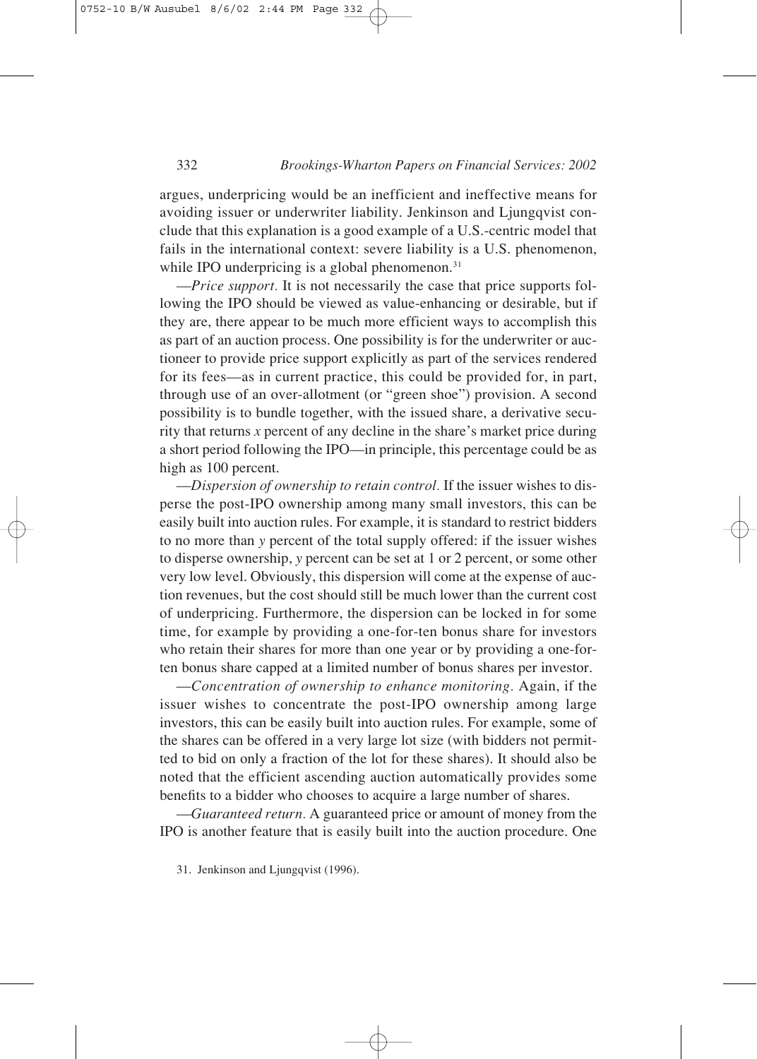argues, underpricing would be an inefficient and ineffective means for avoiding issuer or underwriter liability. Jenkinson and Ljungqvist conclude that this explanation is a good example of a U.S.-centric model that fails in the international context: severe liability is a U.S. phenomenon, while IPO underpricing is a global phenomenon.[31]

—*Price support.* It is not necessarily the case that price supports following the IPO should be viewed as value-enhancing or desirable, but if they are, there appear to be much more efficient ways to accomplish this as part of an auction process. One possibility is for the underwriter or auctioneer to provide price support explicitly as part of the services rendered for its fees—as in current practice, this could be provided for, in part, through use of an over-allotment (or "green shoe") provision. A second possibility is to bundle together, with the issued share, a derivative security that returns $x$ percent of any decline in the share's market price during a short period following the IPO—in principle, this percentage could be as high as 100 percent.

—*Dispersion of ownership to retain control.* If the issuer wishes to disperse the post-IPO ownership among many small investors, this can be easily built into auction rules. For example, it is standard to restrict bidders to no more than $y$ percent of the total supply offered: if the issuer wishes to disperse ownership, $y$ percent can be set at 1 or 2 percent, or some other very low level. Obviously, this dispersion will come at the expense of auction revenues, but the cost should still be much lower than the current cost of underpricing. Furthermore, the dispersion can be locked in for some time, for example by providing a one-for-ten bonus share for investors who retain their shares for more than one year or by providing a one-for-ten bonus share capped at a limited number of bonus shares per investor.

—*Concentration of ownership to enhance monitoring.* Again, if the issuer wishes to concentrate the post-IPO ownership among large investors, this can be easily built into auction rules. For example, some of the shares can be offered in a very large lot size (with bidders not permitted to bid on only a fraction of the lot for these shares). It should also be noted that the efficient ascending auction automatically provides some benefits to a bidder who chooses to acquire a large number of shares.

—*Guaranteed return.* A guaranteed price or amount of money from the IPO is another feature that is easily built into the auction procedure. One

31. Jenkinson and Ljungqvist (1996).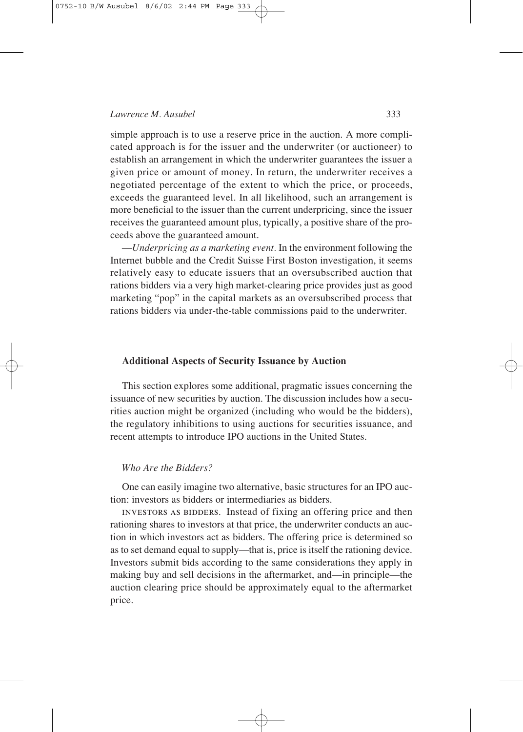simple approach is to use a reserve price in the auction. A more complicated approach is for the issuer and the underwriter (or auctioneer) to establish an arrangement in which the underwriter guarantees the issuer a given price or amount of money. In return, the underwriter receives a negotiated percentage of the extent to which the price, or proceeds, exceeds the guaranteed level. In all likelihood, such an arrangement is more beneficial to the issuer than the current underpricing, since the issuer receives the guaranteed amount plus, typically, a positive share of the proceeds above the guaranteed amount.

—*Underpricing as a marketing event.* In the environment following the Internet bubble and the Credit Suisse First Boston investigation, it seems relatively easy to educate issuers that an oversubscribed auction that rations bidders via a very high market-clearing price provides just as good marketing "pop" in the capital markets as an oversubscribed process that rations bidders via under-the-table commissions paid to the underwriter.

## Additional Aspects of Security Issuance by Auction

This section explores some additional, pragmatic issues concerning the issuance of new securities by auction. The discussion includes how a securities auction might be organized (including who would be the bidders), the regulatory inhibitions to using auctions for securities issuance, and recent attempts to introduce IPO auctions in the United States.

### *Who Are the Bidders?*

One can easily imagine two alternative, basic structures for an IPO auction: investors as bidders or intermediaries as bidders.

INVESTORS AS BIDDERS. Instead of fixing an offering price and then rationing shares to investors at that price, the underwriter conducts an auction in which investors act as bidders. The offering price is determined so as to set demand equal to supply—that is, price is itself the rationing device. Investors submit bids according to the same considerations they apply in making buy and sell decisions in the aftermarket, and—in principle—the auction clearing price should be approximately equal to the aftermarket price.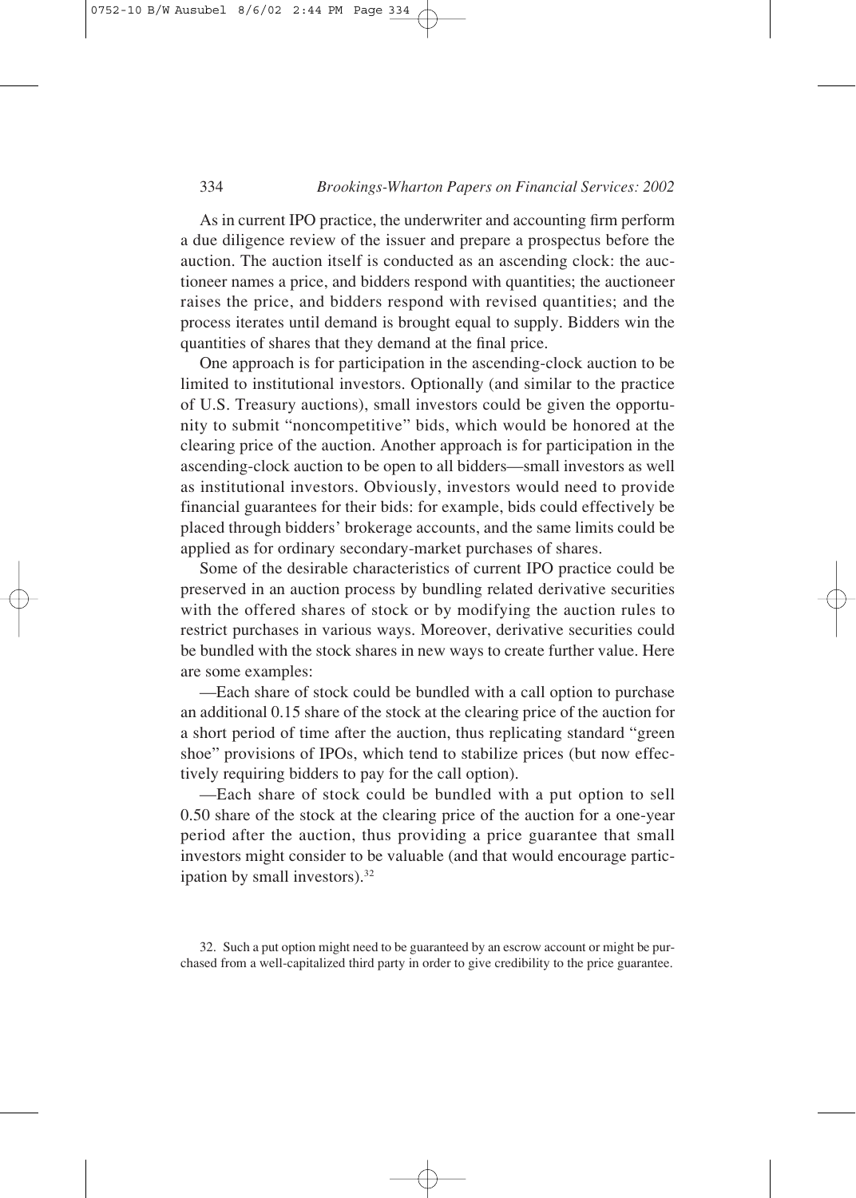As in current IPO practice, the underwriter and accounting firm perform a due diligence review of the issuer and prepare a prospectus before the auction. The auction itself is conducted as an ascending clock: the auctioneer names a price, and bidders respond with quantities; the auctioneer raises the price, and bidders respond with revised quantities; and the process iterates until demand is brought equal to supply. Bidders win the quantities of shares that they demand at the final price.

One approach is for participation in the ascending-clock auction to be limited to institutional investors. Optionally (and similar to the practice of U.S. Treasury auctions), small investors could be given the opportunity to submit "noncompetitive" bids, which would be honored at the clearing price of the auction. Another approach is for participation in the ascending-clock auction to be open to all bidders—small investors as well as institutional investors. Obviously, investors would need to provide financial guarantees for their bids: for example, bids could effectively be placed through bidders' brokerage accounts, and the same limits could be applied as for ordinary secondary-market purchases of shares.

Some of the desirable characteristics of current IPO practice could be preserved in an auction process by bundling related derivative securities with the offered shares of stock or by modifying the auction rules to restrict purchases in various ways. Moreover, derivative securities could be bundled with the stock shares in new ways to create further value. Here are some examples:

—Each share of stock could be bundled with a call option to purchase an additional 0.15 share of the stock at the clearing price of the auction for a short period of time after the auction, thus replicating standard "green shoe" provisions of IPOs, which tend to stabilize prices (but now effectively requiring bidders to pay for the call option).

—Each share of stock could be bundled with a put option to sell 0.50 share of the stock at the clearing price of the auction for a one-year period after the auction, thus providing a price guarantee that small investors might consider to be valuable (and that would encourage participation by small investors).[32]

32. Such a put option might need to be guaranteed by an escrow account or might be purchased from a well-capitalized third party in order to give credibility to the price guarantee.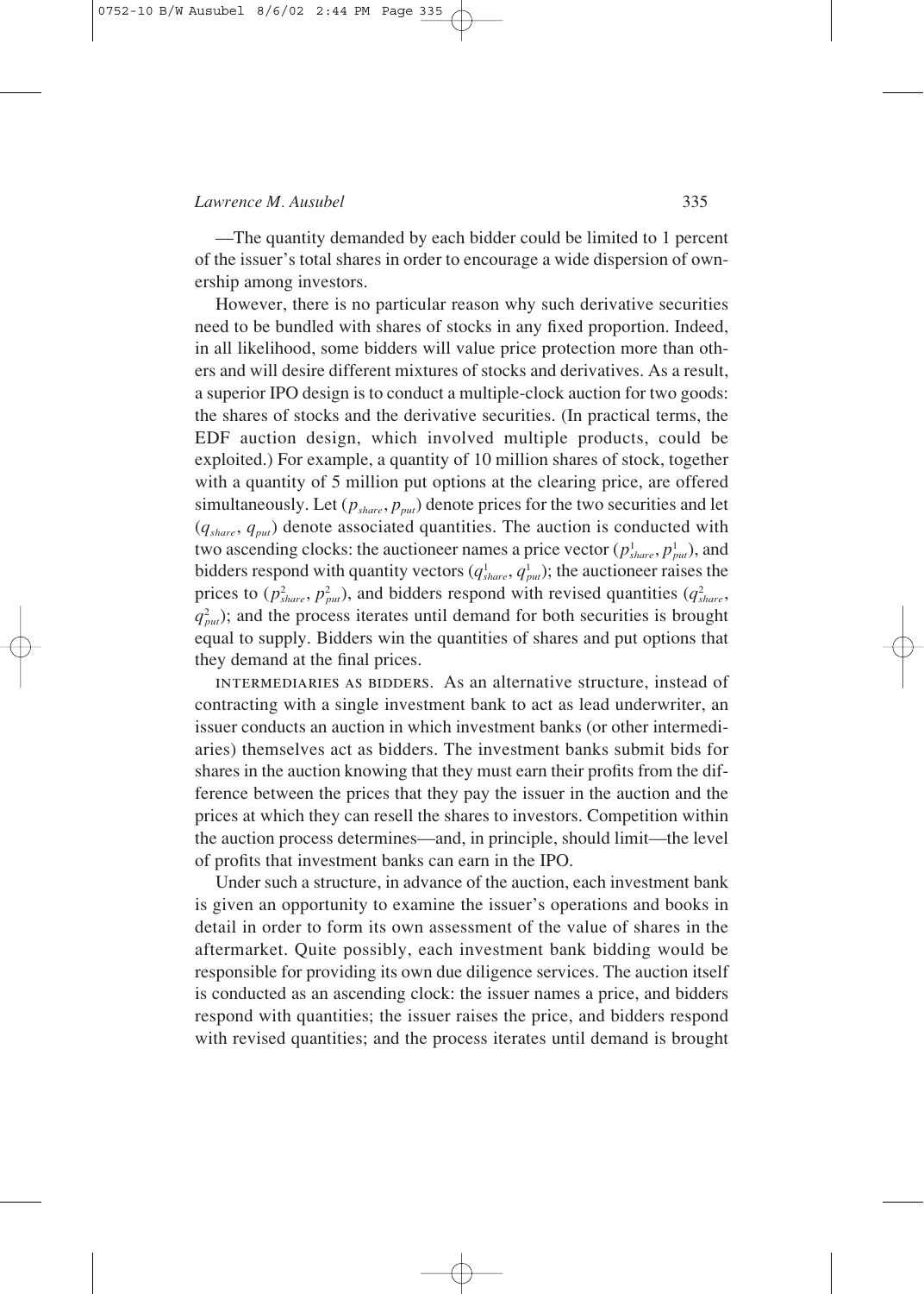—The quantity demanded by each bidder could be limited to 1 percent of the issuer's total shares in order to encourage a wide dispersion of ownership among investors.

However, there is no particular reason why such derivative securities need to be bundled with shares of stocks in any fixed proportion. Indeed, in all likelihood, some bidders will value price protection more than others and will desire different mixtures of stocks and derivatives. As a result, a superior IPO design is to conduct a multiple-clock auction for two goods: the shares of stocks and the derivative securities. (In practical terms, the EDF auction design, which involved multiple products, could be exploited.) For example, a quantity of 10 million shares of stock, together with a quantity of 5 million put options at the clearing price, are offered simultaneously. Let $(p_{share}, p_{put})$ denote prices for the two securities and let $(q_{share}, q_{put})$ denote associated quantities. The auction is conducted with two ascending clocks: the auctioneer names a price vector $(p^1_{share}, p^1_{put})$, and bidders respond with quantity vectors $(q^1_{share}, q^1_{put})$; the auctioneer raises the prices to $(p^2_{share}, p^2_{put})$, and bidders respond with revised quantities $(q^2_{share}, q^2_{put})$; and the process iterates until demand for both securities is brought equal to supply. Bidders win the quantities of shares and put options that they demand at the final prices.

INTERMEDIARIES AS BIDDERS. As an alternative structure, instead of contracting with a single investment bank to act as lead underwriter, an issuer conducts an auction in which investment banks (or other intermediaries) themselves act as bidders. The investment banks submit bids for shares in the auction knowing that they must earn their profits from the difference between the prices that they pay the issuer in the auction and the prices at which they can resell the shares to investors. Competition within the auction process determines—and, in principle, should limit—the level of profits that investment banks can earn in the IPO.

Under such a structure, in advance of the auction, each investment bank is given an opportunity to examine the issuer's operations and books in detail in order to form its own assessment of the value of shares in the aftermarket. Quite possibly, each investment bank bidding would be responsible for providing its own due diligence services. The auction itself is conducted as an ascending clock: the issuer names a price, and bidders respond with quantities; the issuer raises the price, and bidders respond with revised quantities; and the process iterates until demand is brought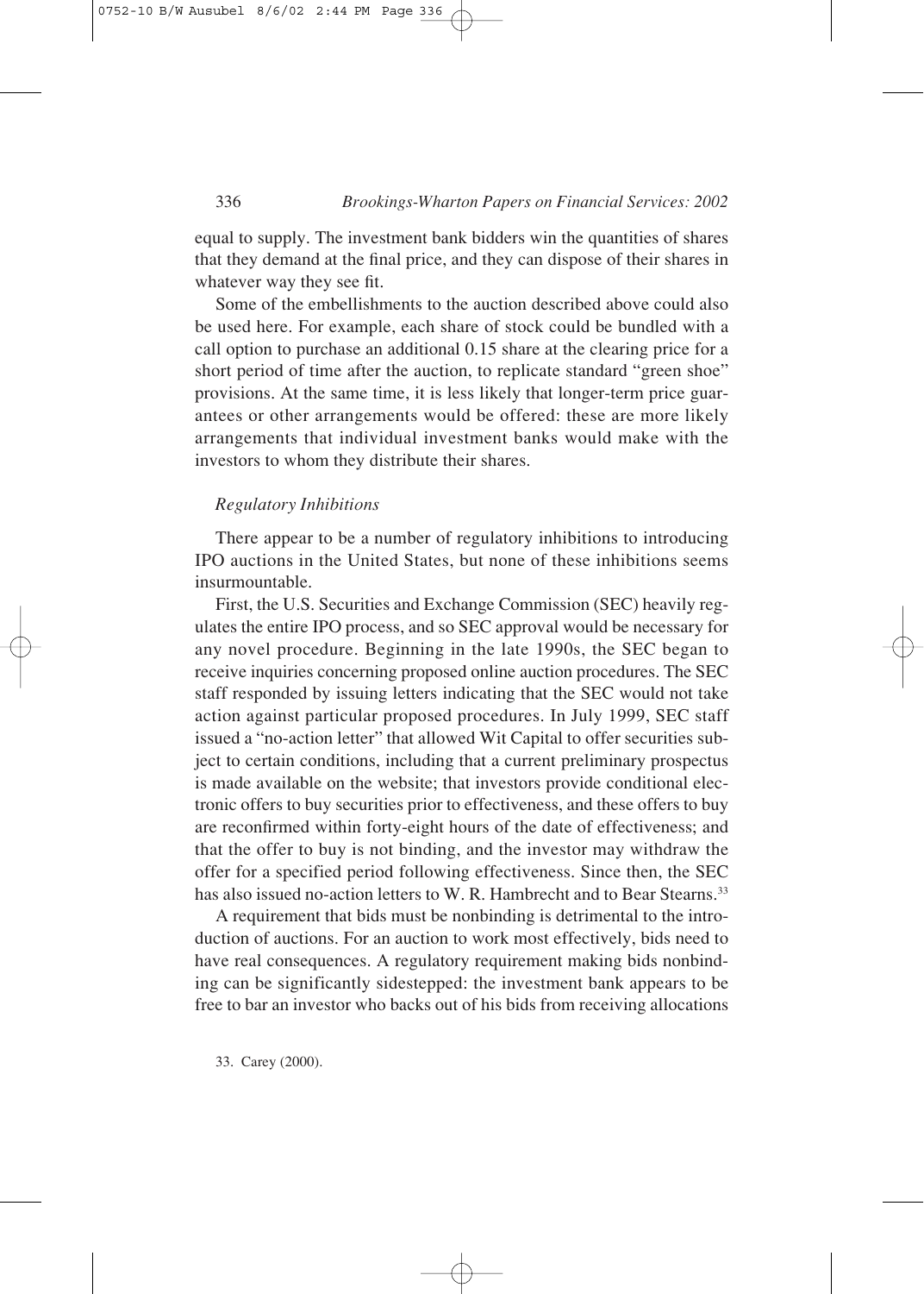equal to supply. The investment bank bidders win the quantities of shares that they demand at the final price, and they can dispose of their shares in whatever way they see fit.

Some of the embellishments to the auction described above could also be used here. For example, each share of stock could be bundled with a call option to purchase an additional 0.15 share at the clearing price for a short period of time after the auction, to replicate standard "green shoe" provisions. At the same time, it is less likely that longer-term price guarantees or other arrangements would be offered: these are more likely arrangements that individual investment banks would make with the investors to whom they distribute their shares.

### *Regulatory Inhibitions*

There appear to be a number of regulatory inhibitions to introducing IPO auctions in the United States, but none of these inhibitions seems insurmountable.

First, the U.S. Securities and Exchange Commission (SEC) heavily regulates the entire IPO process, and so SEC approval would be necessary for any novel procedure. Beginning in the late 1990s, the SEC began to receive inquiries concerning proposed online auction procedures. The SEC staff responded by issuing letters indicating that the SEC would not take action against particular proposed procedures. In July 1999, SEC staff issued a "no-action letter" that allowed Wit Capital to offer securities subject to certain conditions, including that a current preliminary prospectus is made available on the website; that investors provide conditional electronic offers to buy securities prior to effectiveness, and these offers to buy are reconfirmed within forty-eight hours of the date of effectiveness; and that the offer to buy is not binding, and the investor may withdraw the offer for a specified period following effectiveness. Since then, the SEC has also issued no-action letters to W. R. Hambrecht and to Bear Stearns.[33]

A requirement that bids must be nonbinding is detrimental to the introduction of auctions. For an auction to work most effectively, bids need to have real consequences. A regulatory requirement making bids nonbinding can be significantly sidestepped: the investment bank appears to be free to bar an investor who backs out of his bids from receiving allocations

33. Carey (2000).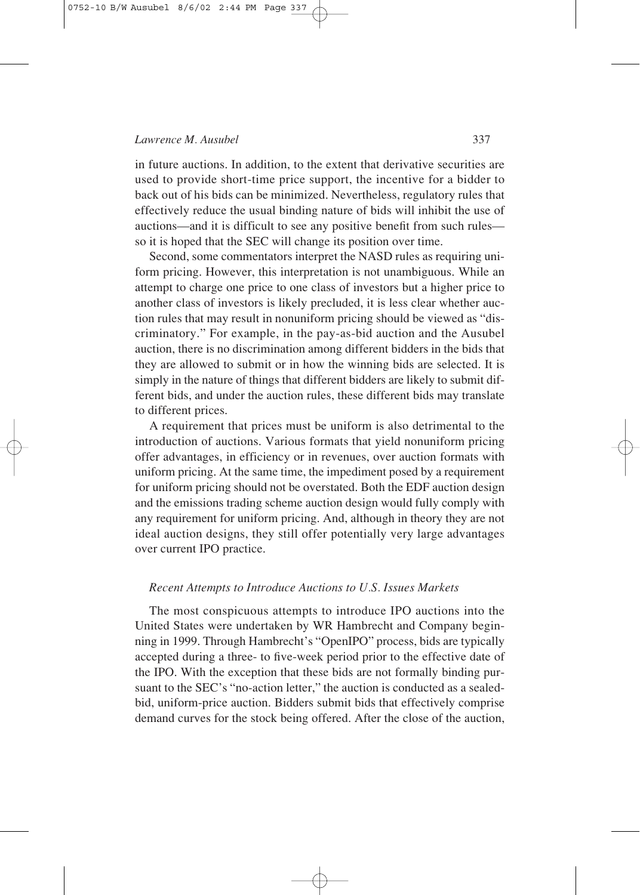in future auctions. In addition, to the extent that derivative securities are used to provide short-time price support, the incentive for a bidder to back out of his bids can be minimized. Nevertheless, regulatory rules that effectively reduce the usual binding nature of bids will inhibit the use of auctions—and it is difficult to see any positive benefit from such rules—so it is hoped that the SEC will change its position over time.

Second, some commentators interpret the NASD rules as requiring uniform pricing. However, this interpretation is not unambiguous. While an attempt to charge one price to one class of investors but a higher price to another class of investors is likely precluded, it is less clear whether auction rules that may result in nonuniform pricing should be viewed as "discriminatory." For example, in the pay-as-bid auction and the Ausubel auction, there is no discrimination among different bidders in the bids that they are allowed to submit or in how the winning bids are selected. It is simply in the nature of things that different bidders are likely to submit different bids, and under the auction rules, these different bids may translate to different prices.

A requirement that prices must be uniform is also detrimental to the introduction of auctions. Various formats that yield nonuniform pricing offer advantages, in efficiency or in revenues, over auction formats with uniform pricing. At the same time, the impediment posed by a requirement for uniform pricing should not be overstated. Both the EDF auction design and the emissions trading scheme auction design would fully comply with any requirement for uniform pricing. And, although in theory they are not ideal auction designs, they still offer potentially very large advantages over current IPO practice.

### *Recent Attempts to Introduce Auctions to U.S. Issues Markets*

The most conspicuous attempts to introduce IPO auctions into the United States were undertaken by WR Hambrecht and Company beginning in 1999. Through Hambrecht's "OpenIPO" process, bids are typically accepted during a three- to five-week period prior to the effective date of the IPO. With the exception that these bids are not formally binding pursuant to the SEC's "no-action letter," the auction is conducted as a sealed-bid, uniform-price auction. Bidders submit bids that effectively comprise demand curves for the stock being offered. After the close of the auction,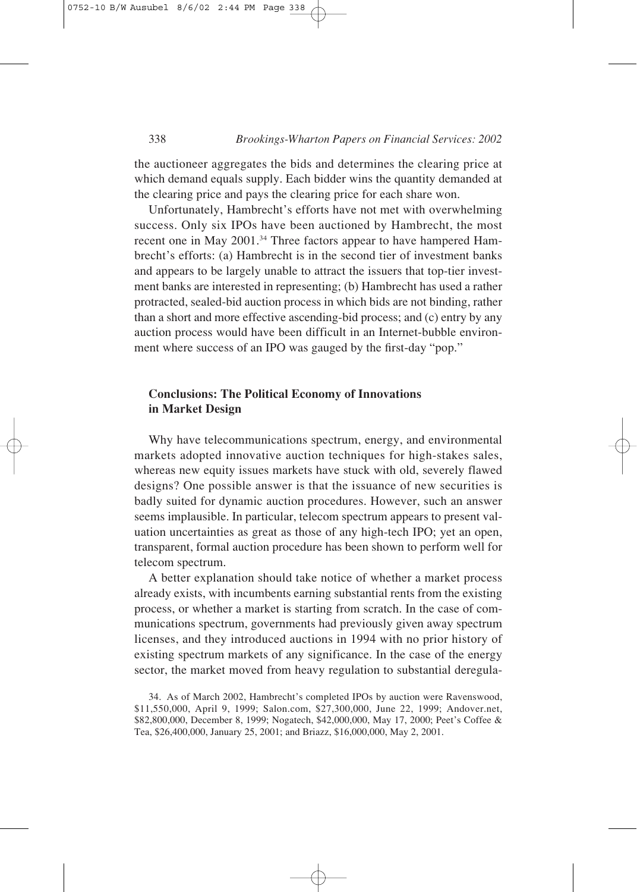the auctioneer aggregates the bids and determines the clearing price at which demand equals supply. Each bidder wins the quantity demanded at the clearing price and pays the clearing price for each share won.

Unfortunately, Hambrecht's efforts have not met with overwhelming success. Only six IPOs have been auctioned by Hambrecht, the most recent one in May 2001.[34] Three factors appear to have hampered Hambrecht's efforts: (a) Hambrecht is in the second tier of investment banks and appears to be largely unable to attract the issuers that top-tier investment banks are interested in representing; (b) Hambrecht has used a rather protracted, sealed-bid auction process in which bids are not binding, rather than a short and more effective ascending-bid process; and (c) entry by any auction process would have been difficult in an Internet-bubble environment where success of an IPO was gauged by the first-day "pop."

## Conclusions: The Political Economy of Innovations in Market Design

Why have telecommunications spectrum, energy, and environmental markets adopted innovative auction techniques for high-stakes sales, whereas new equity issues markets have stuck with old, severely flawed designs? One possible answer is that the issuance of new securities is badly suited for dynamic auction procedures. However, such an answer seems implausible. In particular, telecom spectrum appears to present valuation uncertainties as great as those of any high-tech IPO; yet an open, transparent, formal auction procedure has been shown to perform well for telecom spectrum.

A better explanation should take notice of whether a market process already exists, with incumbents earning substantial rents from the existing process, or whether a market is starting from scratch. In the case of communications spectrum, governments had previously given away spectrum licenses, and they introduced auctions in 1994 with no prior history of existing spectrum markets of any significance. In the case of the energy sector, the market moved from heavy regulation to substantial deregula-

34. As of March 2002, Hambrecht's completed IPOs by auction were Ravenswood, \$11,550,000, April 9, 1999; Salon.com, \$27,300,000, June 22, 1999; Andover.net, \$82,800,000, December 8, 1999; Nogatech, \$42,000,000, May 17, 2000; Peet's Coffee & Tea, \$26,400,000, January 25, 2001; and Briazz, \$16,000,000, May 2, 2001.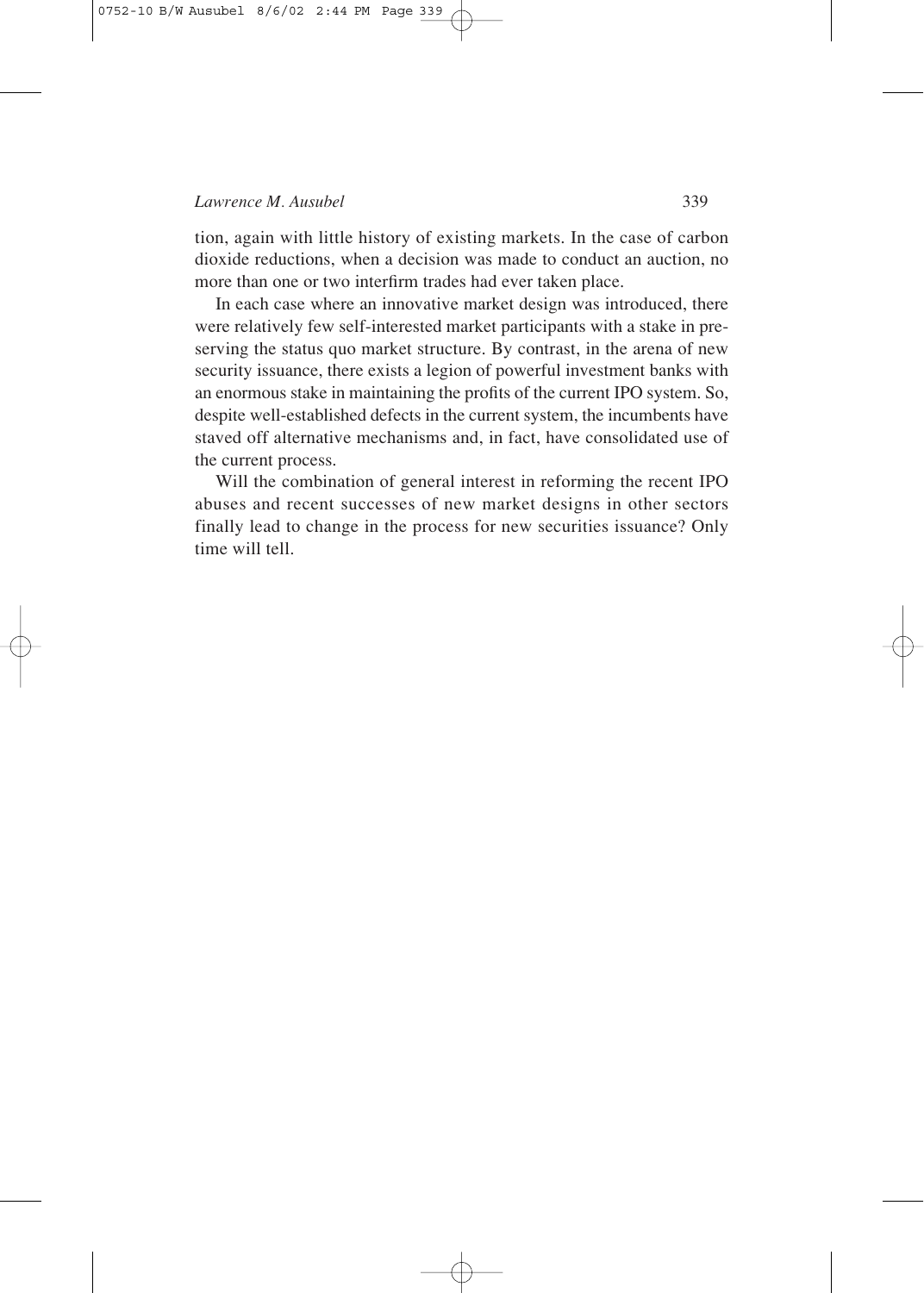tion, again with little history of existing markets. In the case of carbon dioxide reductions, when a decision was made to conduct an auction, no more than one or two interfirm trades had ever taken place.

In each case where an innovative market design was introduced, there were relatively few self-interested market participants with a stake in preserving the status quo market structure. By contrast, in the arena of new security issuance, there exists a legion of powerful investment banks with an enormous stake in maintaining the profits of the current IPO system. So, despite well-established defects in the current system, the incumbents have staved off alternative mechanisms and, in fact, have consolidated use of the current process.

Will the combination of general interest in reforming the recent IPO abuses and recent successes of new market designs in other sectors finally lead to change in the process for new securities issuance? Only time will tell.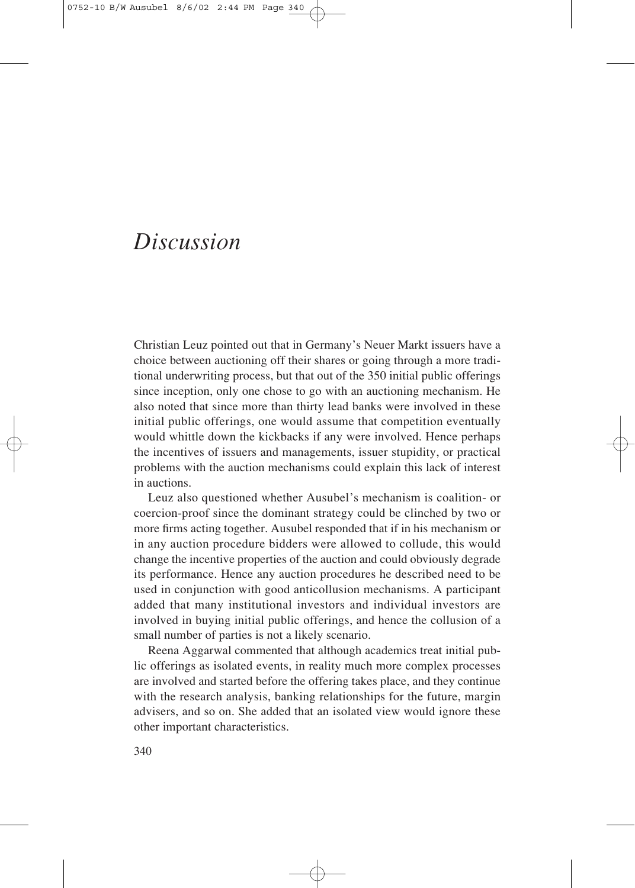# *Discussion*

Christian Leuz pointed out that in Germany's Neuer Markt issuers have a choice between auctioning off their shares or going through a more traditional underwriting process, but that out of the 350 initial public offerings since inception, only one chose to go with an auctioning mechanism. He also noted that since more than thirty lead banks were involved in these initial public offerings, one would assume that competition eventually would whittle down the kickbacks if any were involved. Hence perhaps the incentives of issuers and managements, issuer stupidity, or practical problems with the auction mechanisms could explain this lack of interest in auctions.

Leuz also questioned whether Ausubel's mechanism is coalition- or coercion-proof since the dominant strategy could be clinched by two or more firms acting together. Ausubel responded that if in his mechanism or in any auction procedure bidders were allowed to collude, this would change the incentive properties of the auction and could obviously degrade its performance. Hence any auction procedures he described need to be used in conjunction with good anticollusion mechanisms. A participant added that many institutional investors and individual investors are involved in buying initial public offerings, and hence the collusion of a small number of parties is not a likely scenario.

Reena Aggarwal commented that although academics treat initial public offerings as isolated events, in reality much more complex processes are involved and started before the offering takes place, and they continue with the research analysis, banking relationships for the future, margin advisers, and so on. She added that an isolated view would ignore these other important characteristics.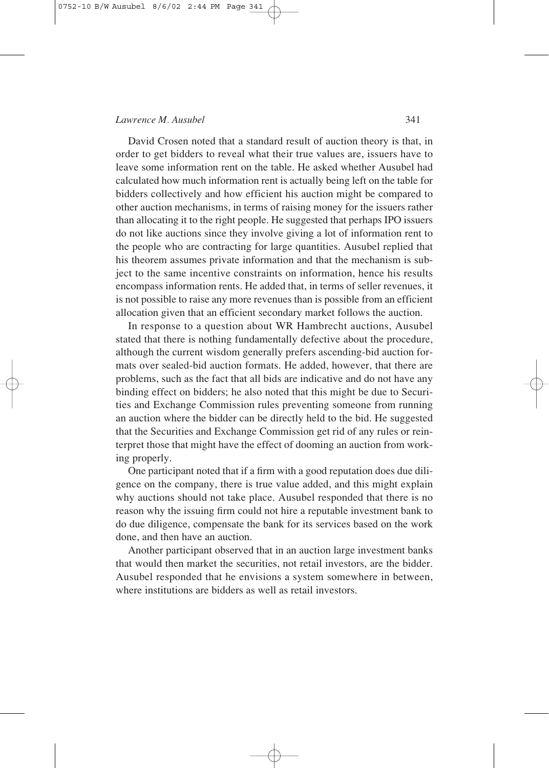David Crosen noted that a standard result of auction theory is that, in order to get bidders to reveal what their true values are, issuers have to leave some information rent on the table. He asked whether Ausubel had calculated how much information rent is actually being left on the table for bidders collectively and how efficient his auction might be compared to other auction mechanisms, in terms of raising money for the issuers rather than allocating it to the right people. He suggested that perhaps IPO issuers do not like auctions since they involve giving a lot of information rent to the people who are contracting for large quantities. Ausubel replied that his theorem assumes private information and that the mechanism is subject to the same incentive constraints on information, hence his results encompass information rents. He added that, in terms of seller revenues, it is not possible to raise any more revenues than is possible from an efficient allocation given that an efficient secondary market follows the auction.

In response to a question about WR Hambrecht auctions, Ausubel stated that there is nothing fundamentally defective about the procedure, although the current wisdom generally prefers ascending-bid auction formats over sealed-bid auction formats. He added, however, that there are problems, such as the fact that all bids are indicative and do not have any binding effect on bidders; he also noted that this might be due to Securities and Exchange Commission rules preventing someone from running an auction where the bidder can be directly held to the bid. He suggested that the Securities and Exchange Commission get rid of any rules or reinterpret those that might have the effect of dooming an auction from working properly.

One participant noted that if a firm with a good reputation does due diligence on the company, there is true value added, and this might explain why auctions should not take place. Ausubel responded that there is no reason why the issuing firm could not hire a reputable investment bank to do due diligence, compensate the bank for its services based on the work done, and then have an auction.

Another participant observed that in an auction large investment banks that would then market the securities, not retail investors, are the bidder. Ausubel responded that he envisions a system somewhere in between, where institutions are bidders as well as retail investors.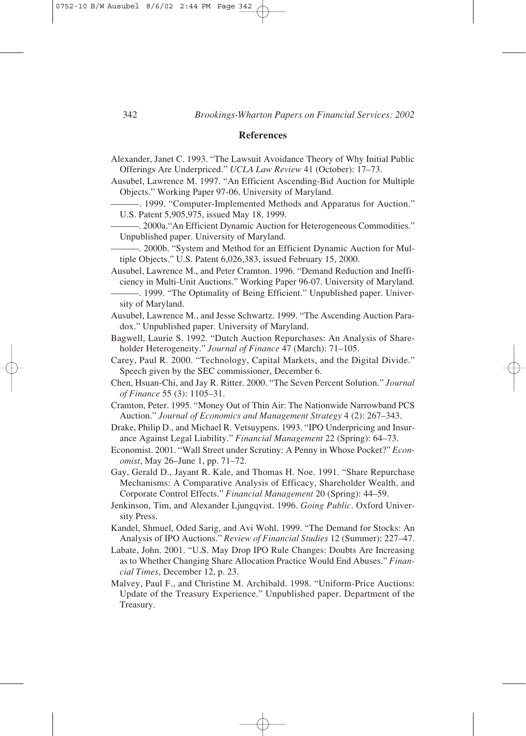## References

Alexander, Janet C. 1993. "The Lawsuit Avoidance Theory of Why Initial Public Offerings Are Underpriced." *UCLA Law Review* 41 (October): 17–73.

Ausubel, Lawrence M. 1997. "An Efficient Ascending-Bid Auction for Multiple Objects." Working Paper 97-06. University of Maryland.

———. 1999. "Computer-Implemented Methods and Apparatus for Auction." U.S. Patent 5,905,975, issued May 18, 1999.

———. 2000a."An Efficient Dynamic Auction for Heterogeneous Commodities." Unpublished paper. University of Maryland.

———. 2000b. "System and Method for an Efficient Dynamic Auction for Multiple Objects." U.S. Patent 6,026,383, issued February 15, 2000.

Ausubel, Lawrence M., and Peter Cramton. 1996. "Demand Reduction and Inefficiency in Multi-Unit Auctions." Working Paper 96-07. University of Maryland.

———. 1999. "The Optimality of Being Efficient." Unpublished paper. University of Maryland.

Ausubel, Lawrence M., and Jesse Schwartz. 1999. "The Ascending Auction Paradox." Unpublished paper. University of Maryland.

Bagwell, Laurie S. 1992. "Dutch Auction Repurchases: An Analysis of Shareholder Heterogeneity." *Journal of Finance* 47 (March): 71–105.

Carey, Paul R. 2000. "Technology, Capital Markets, and the Digital Divide." Speech given by the SEC commissioner, December 6.

Chen, Hsuan-Chi, and Jay R. Ritter. 2000. "The Seven Percent Solution." *Journal of Finance* 55 (3): 1105–31.

Cramton, Peter. 1995. "Money Out of Thin Air: The Nationwide Narrowband PCS Auction." *Journal of Economics and Management Strategy* 4 (2): 267–343.

Drake, Philip D., and Michael R. Vetsuypens. 1993. "IPO Underpricing and Insurance Against Legal Liability." *Financial Management* 22 (Spring): 64–73.

Economist. 2001. "Wall Street under Scrutiny: A Penny in Whose Pocket?" *Economist*, May 26–June 1, pp. 71–72.

Gay, Gerald D., Jayant R. Kale, and Thomas H. Noe. 1991. "Share Repurchase Mechanisms: A Comparative Analysis of Efficacy, Shareholder Wealth, and Corporate Control Effects." *Financial Management* 20 (Spring): 44–59.

Jenkinson, Tim, and Alexander Ljungqvist. 1996. *Going Public*. Oxford University Press.

Kandel, Shmuel, Oded Sarig, and Avi Wohl. 1999. "The Demand for Stocks: An Analysis of IPO Auctions." *Review of Financial Studies* 12 (Summer): 227–47.

Labate, John. 2001. "U.S. May Drop IPO Rule Changes: Doubts Are Increasing as to Whether Changing Share Allocation Practice Would End Abuses." *Financial Times*, December 12, p. 23.

Malvey, Paul F., and Christine M. Archibald. 1998. "Uniform-Price Auctions: Update of the Treasury Experience." Unpublished paper. Department of the Treasury.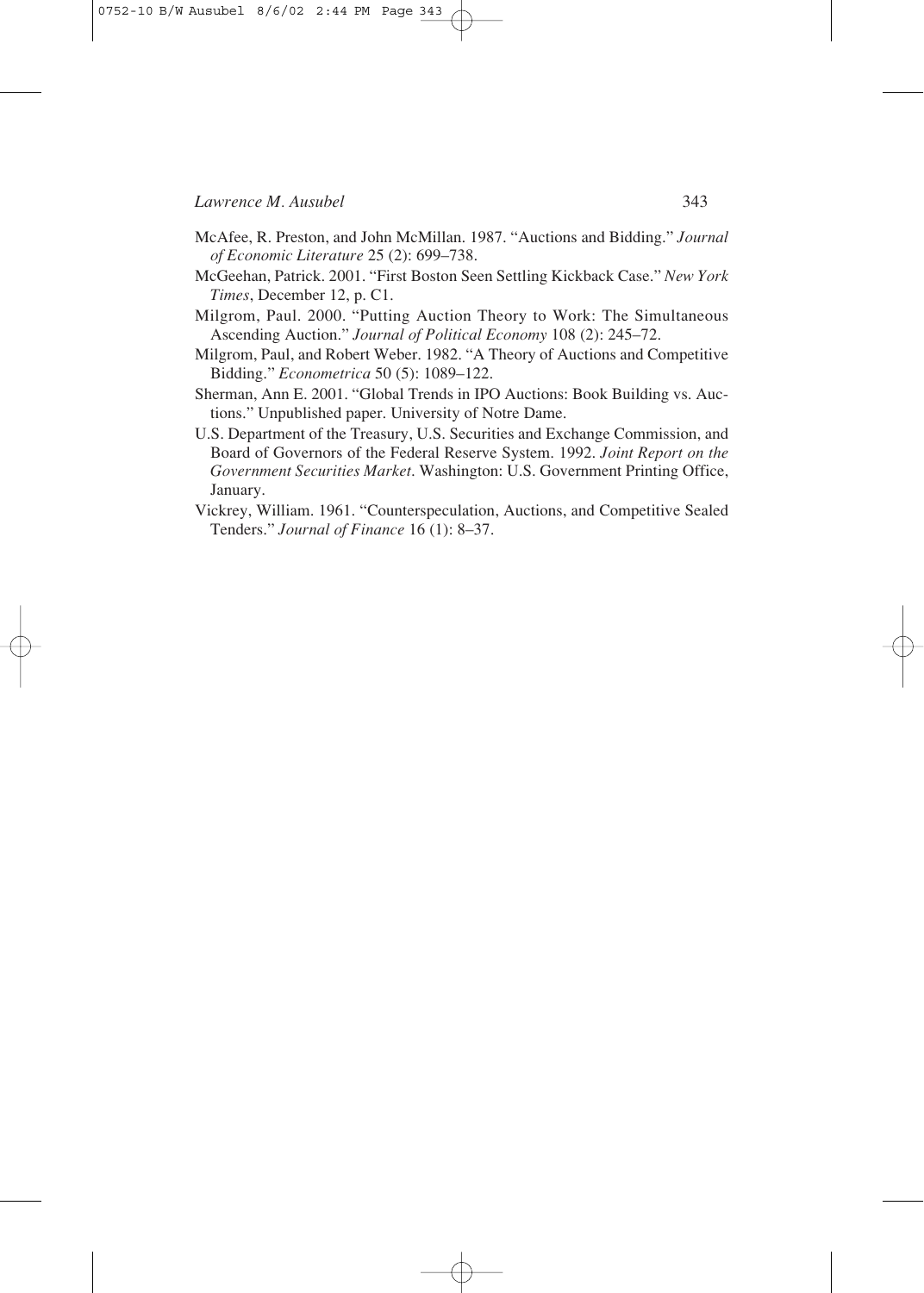McAfee, R. Preston, and John McMillan. 1987. "Auctions and Bidding." *Journal of Economic Literature* 25 (2): 699–738.

McGeehan, Patrick. 2001. "First Boston Seen Settling Kickback Case." *New York Times*, December 12, p. C1.

Milgrom, Paul. 2000. "Putting Auction Theory to Work: The Simultaneous Ascending Auction." *Journal of Political Economy* 108 (2): 245–72.

Milgrom, Paul, and Robert Weber. 1982. "A Theory of Auctions and Competitive Bidding." *Econometrica* 50 (5): 1089–122.

Sherman, Ann E. 2001. "Global Trends in IPO Auctions: Book Building vs. Auctions." Unpublished paper. University of Notre Dame.

U.S. Department of the Treasury, U.S. Securities and Exchange Commission, and Board of Governors of the Federal Reserve System. 1992. *Joint Report on the Government Securities Market*. Washington: U.S. Government Printing Office, January.

Vickrey, William. 1961. "Counterspeculation, Auctions, and Competitive Sealed Tenders." *Journal of Finance* 16 (1): 8–37.